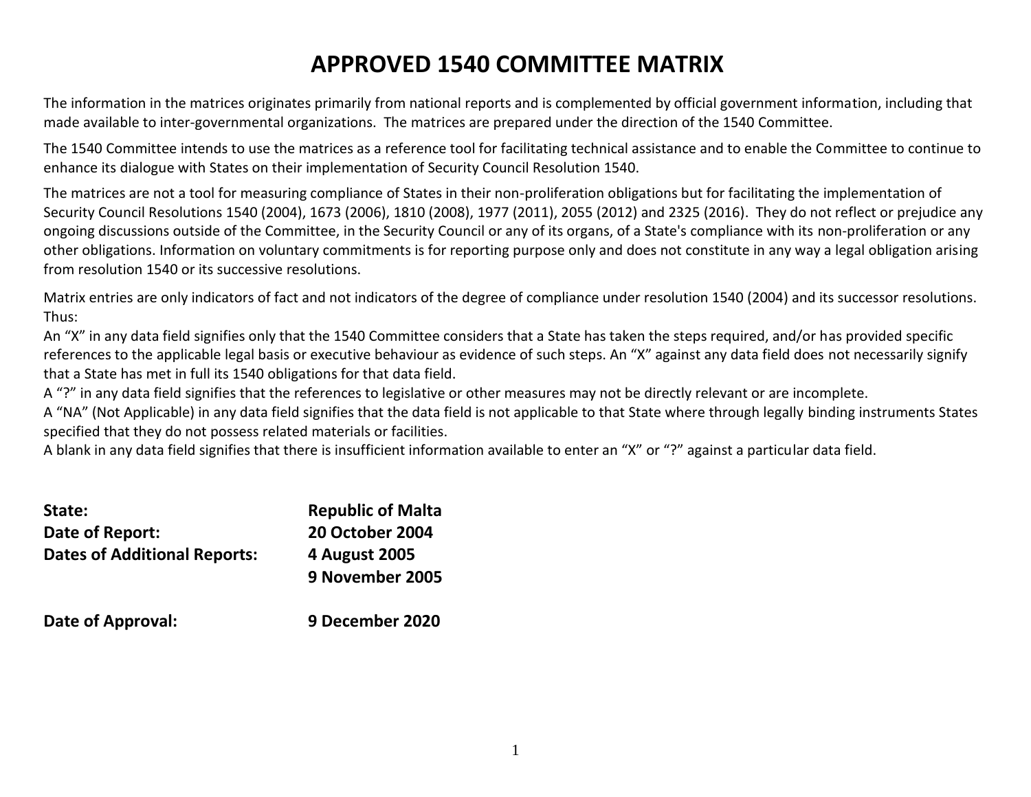# APPROVED 1540 COMMITTEE MATRIX

The information in the matrices originates primarily from national reports and is complemented by official government information, including that made available to inter-governmental organizations. The matrices are prepared under the direction of the 1540 Committee.

The 1540 Committee intends to use the matrices as a reference tool for facilitating technical assistance and to enable the Committee to continue to enhance its dialogue with States on their implementation of Security Council Resolution 1540.

The matrices are not a tool for measuring compliance of States in their non-proliferation obligations but for facilitating the implementation of Security Council Resolutions 1540 (2004), 1673 (2006), 1810 (2008), 1977 (2011), 2055 (2012) and 2325 (2016). They do not reflect or prejudice any ongoing discussions outside of the Committee, in the Security Council or any of its organs, of a State's compliance with its non-proliferation or any other obligations. Information on voluntary commitments is for reporting purpose only and does not constitute in any way a legal obligation arising from resolution 1540 or its successive resolutions.

Matrix entries are only indicators of fact and not indicators of the degree of compliance under resolution 1540 (2004) and its successor resolutions. Thus:

An "X" in any data field signifies only that the 1540 Committee considers that a State has taken the steps required, and/or has provided specific references to the applicable legal basis or executive behaviour as evidence of such steps. An "X" against any data field does not necessarily signify that a State has met in full its 1540 obligations for that data field.

A "?" in any data field signifies that the references to legislative or other measures may not be directly relevant or are incomplete.

A "NA" (Not Applicable) in any data field signifies that the data field is not applicable to that State where through legally binding instruments States specified that they do not possess related materials or facilities.

A blank in any data field signifies that there is insufficient information available to enter an "X" or "?" against a particular data field.

**State:** **Republic of Malta**

**Date of Report:** **20 October 2004**

**Dates of Additional Reports:** **4 August 2005**
**9 November 2005**

**Date of Approval:** **9 December 2020**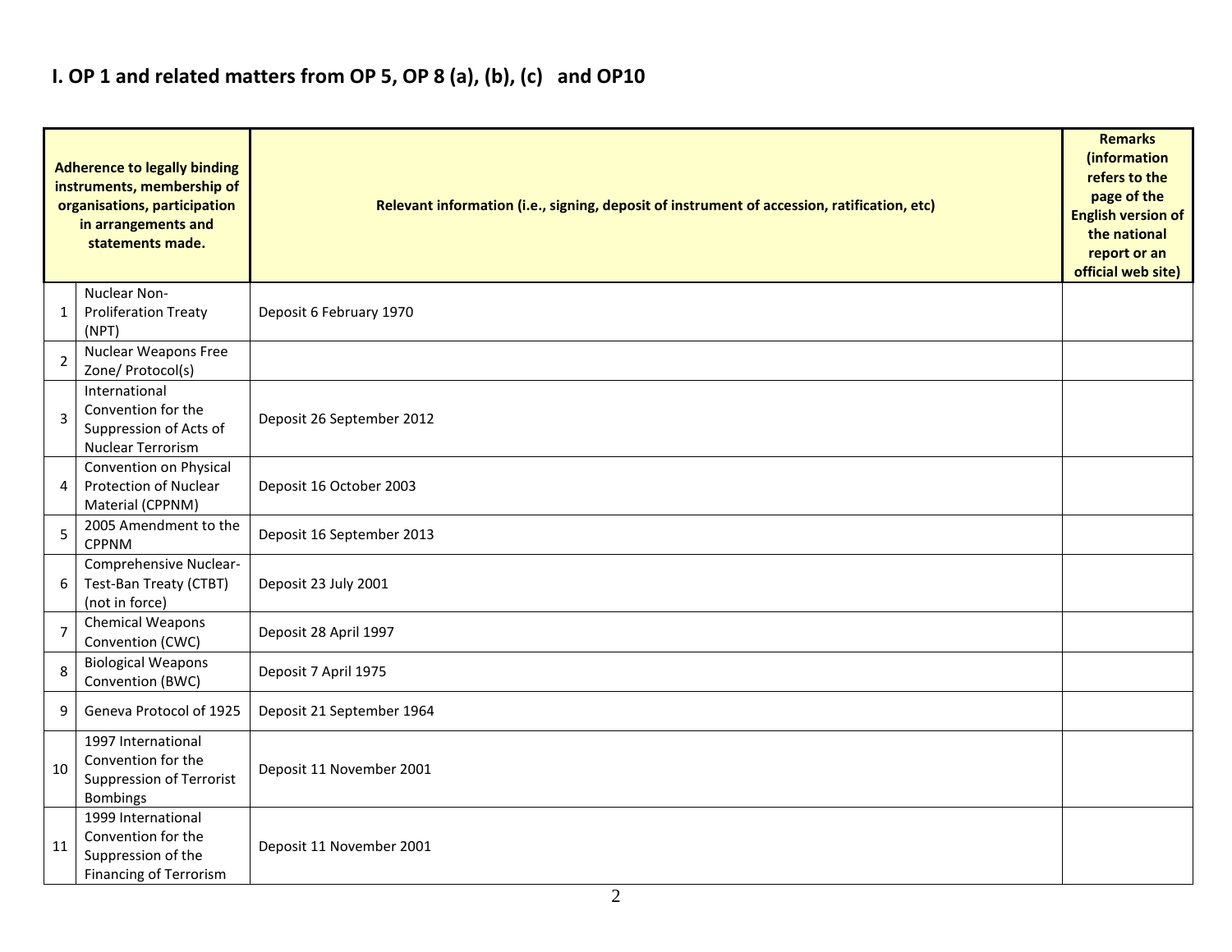# I. OP 1 and related matters from OP 5, OP 8 (a), (b), (c) and OP10

| Adherence to legally binding instruments, membership of organisations, participation in arrangements and statements made. | | Relevant information (i.e., signing, deposit of instrument of accession, ratification, etc) | Remarks (information refers to the page of the English version of the national report or an official web site) |
|---|---|---|---|
| 1 | Nuclear Non-Proliferation Treaty (NPT) | Deposit 6 February 1970 | |
| 2 | Nuclear Weapons Free Zone/ Protocol(s) | | |
| 3 | International Convention for the Suppression of Acts of Nuclear Terrorism | Deposit 26 September 2012 | |
| 4 | Convention on Physical Protection of Nuclear Material (CPPNM) | Deposit 16 October 2003 | |
| 5 | 2005 Amendment to the CPPNM | Deposit 16 September 2013 | |
| 6 | Comprehensive Nuclear-Test-Ban Treaty (CTBT) (not in force) | Deposit 23 July 2001 | |
| 7 | Chemical Weapons Convention (CWC) | Deposit 28 April 1997 | |
| 8 | Biological Weapons Convention (BWC) | Deposit 7 April 1975 | |
| 9 | Geneva Protocol of 1925 | Deposit 21 September 1964 | |
| 10 | 1997 International Convention for the Suppression of Terrorist Bombings | Deposit 11 November 2001 | |
| 11 | 1999 International Convention for the Suppression of the Financing of Terrorism | Deposit 11 November 2001 | |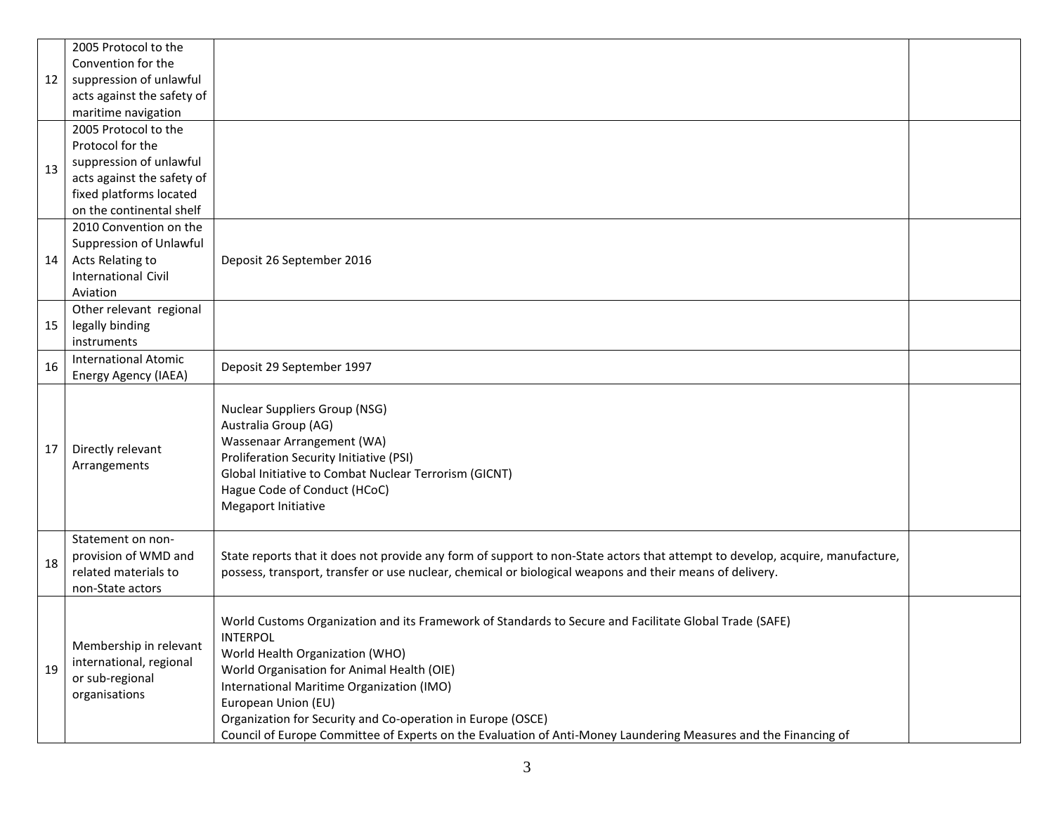| | | | |
|---|---|---|---|
| 12 | 2005 Protocol to the Convention for the suppression of unlawful acts against the safety of maritime navigation | | |
| 13 | 2005 Protocol to the Protocol for the suppression of unlawful acts against the safety of fixed platforms located on the continental shelf | | |
| 14 | 2010 Convention on the Suppression of Unlawful Acts Relating to International Civil Aviation | Deposit 26 September 2016 | |
| 15 | Other relevant regional legally binding instruments | | |
| 16 | International Atomic Energy Agency (IAEA) | Deposit 29 September 1997 | |
| 17 | Directly relevant Arrangements | Nuclear Suppliers Group (NSG)<br>Australia Group (AG)<br>Wassenaar Arrangement (WA)<br>Proliferation Security Initiative (PSI)<br>Global Initiative to Combat Nuclear Terrorism (GICNT)<br>Hague Code of Conduct (HCoC)<br>Megaport Initiative | |
| 18 | Statement on non-provision of WMD and related materials to non-State actors | State reports that it does not provide any form of support to non-State actors that attempt to develop, acquire, manufacture, possess, transport, transfer or use nuclear, chemical or biological weapons and their means of delivery. | |
| 19 | Membership in relevant international, regional or sub-regional organisations | World Customs Organization and its Framework of Standards to Secure and Facilitate Global Trade (SAFE)<br>INTERPOL<br>World Health Organization (WHO)<br>World Organisation for Animal Health (OIE)<br>International Maritime Organization (IMO)<br>European Union (EU)<br>Organization for Security and Co-operation in Europe (OSCE)<br>Council of Europe Committee of Experts on the Evaluation of Anti-Money Laundering Measures and the Financing of | |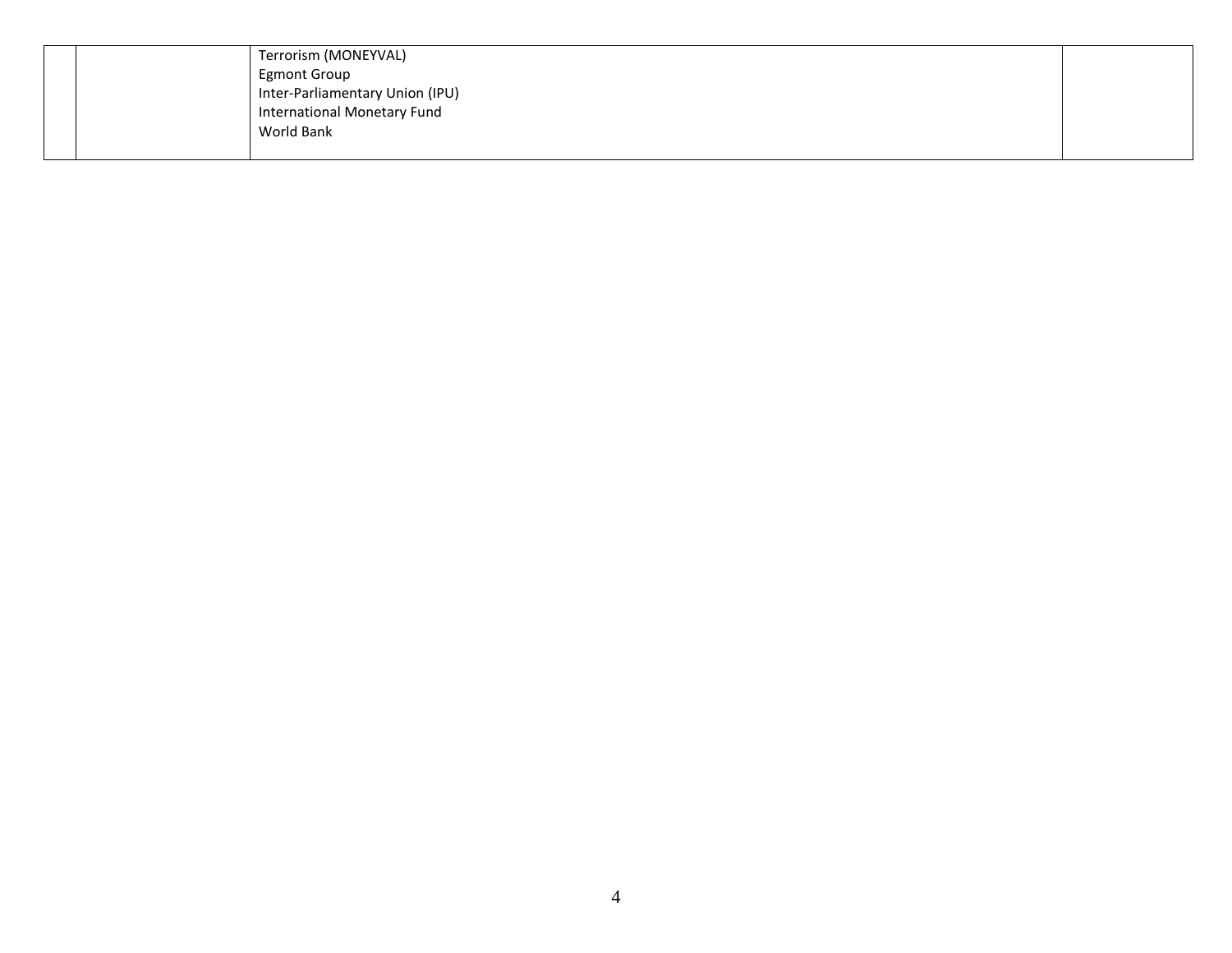|  |  | Terrorism (MONEYVAL)<br>Egmont Group<br>Inter-Parliamentary Union (IPU)<br>International Monetary Fund<br>World Bank |  |
|---|---|---|---|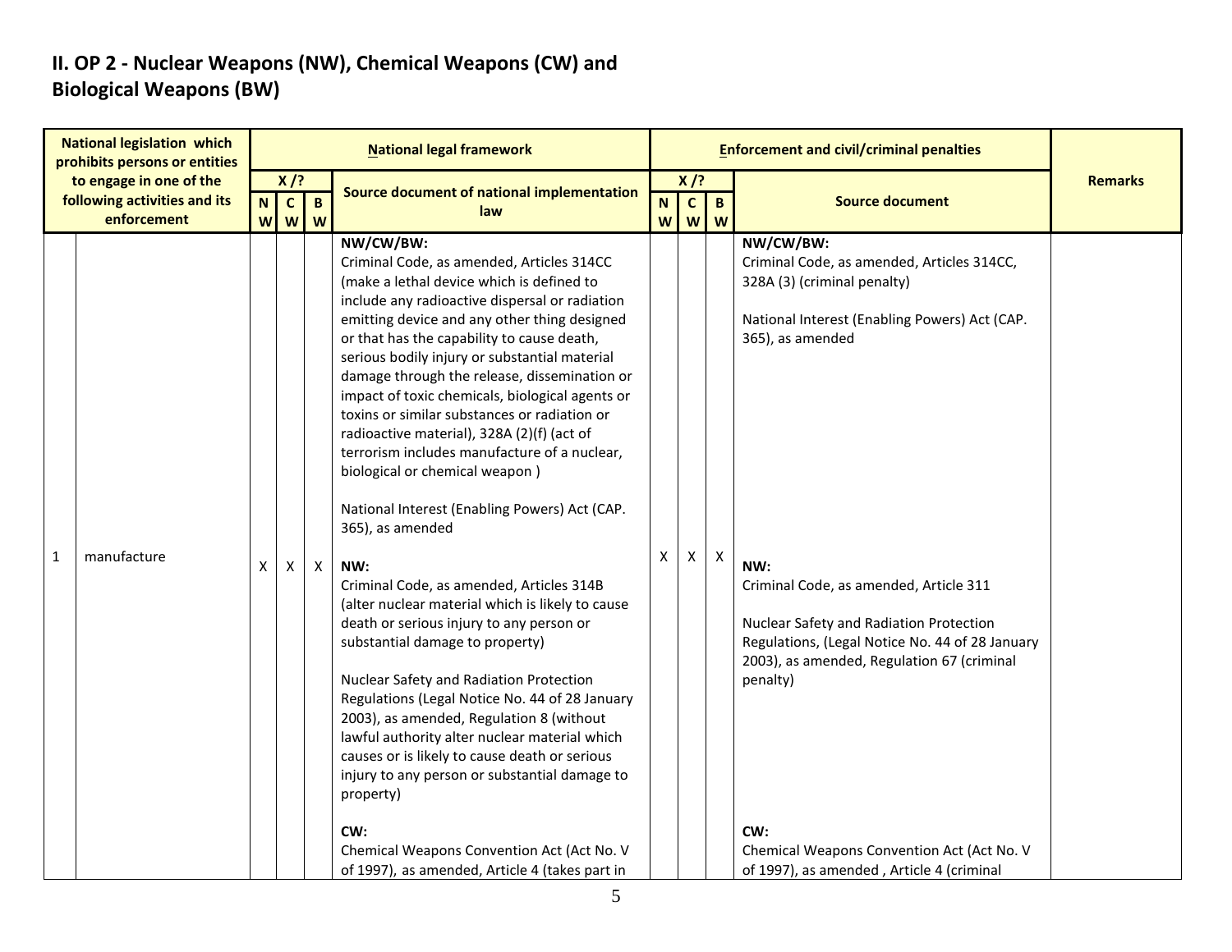## II. OP 2 - Nuclear Weapons (NW), Chemical Weapons (CW) and Biological Weapons (BW)

| National legislation which prohibits persons or entities to engage in one of the following activities and its enforcement | | National legal framework | | | | Enforcement and civil/criminal penalties | | | | Remarks |
|---|---|---|---|---|---|---|---|---|---|---|
| | | X /? | | | Source document of national implementation law | X /? | | | Source document | |
| | | NW | CW | BW | | NW | CW | BW | | |
| 1 | manufacture | X | X | X | **NW/CW/BW:**<br>Criminal Code, as amended, Articles 314CC (make a lethal device which is defined to include any radioactive dispersal or radiation emitting device and any other thing designed or that has the capability to cause death, serious bodily injury or substantial material damage through the release, dissemination or impact of toxic chemicals, biological agents or toxins or similar substances or radiation or radioactive material), 328A (2)(f) (act of terrorism includes manufacture of a nuclear, biological or chemical weapon )<br><br>National Interest (Enabling Powers) Act (CAP. 365), as amended<br><br>**NW:**<br>Criminal Code, as amended, Articles 314B (alter nuclear material which is likely to cause death or serious injury to any person or substantial damage to property)<br><br>Nuclear Safety and Radiation Protection Regulations (Legal Notice No. 44 of 28 January 2003), as amended, Regulation 8 (without lawful authority alter nuclear material which causes or is likely to cause death or serious injury to any person or substantial damage to property)<br><br>**CW:**<br>Chemical Weapons Convention Act (Act No. V of 1997), as amended, Article 4 (takes part in | X | X | X | **NW/CW/BW:**<br>Criminal Code, as amended, Articles 314CC, 328A (3) (criminal penalty)<br><br>National Interest (Enabling Powers) Act (CAP. 365), as amended<br><br>**NW:**<br>Criminal Code, as amended, Article 311<br><br>Nuclear Safety and Radiation Protection Regulations, (Legal Notice No. 44 of 28 January 2003), as amended, Regulation 67 (criminal penalty)<br><br>**CW:**<br>Chemical Weapons Convention Act (Act No. V of 1997), as amended , Article 4 (criminal | |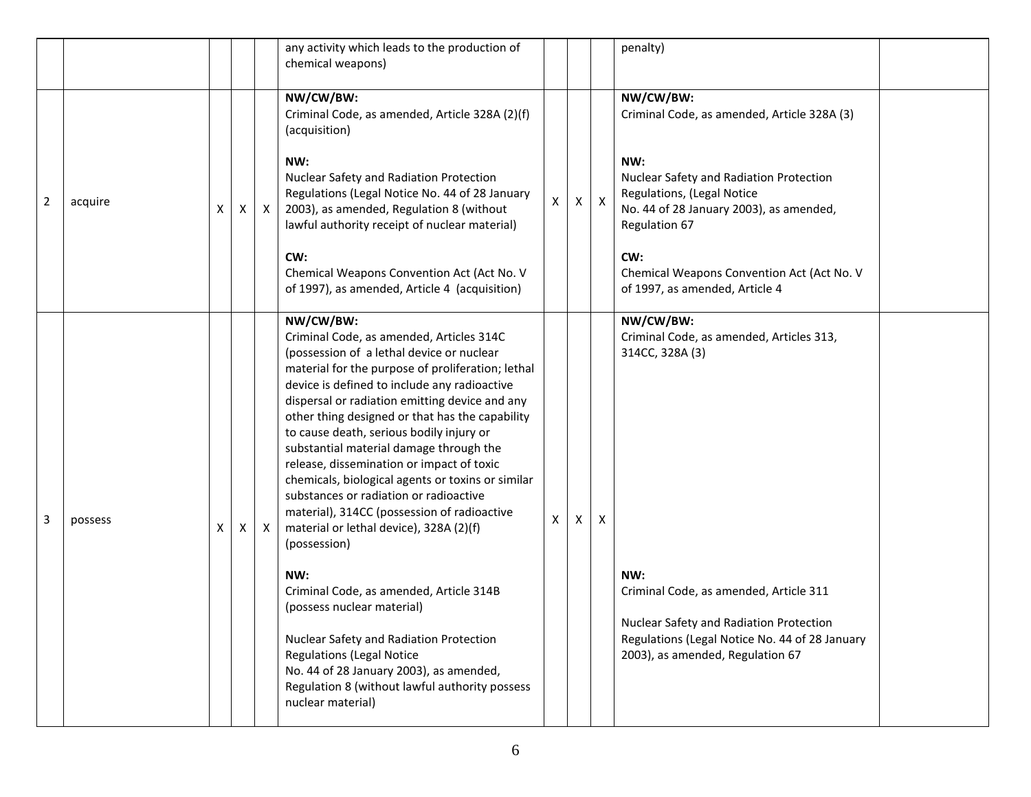| | | | | | | | | | | |
|---|---|---|---|---|---|---|---|---|---|---|
| | | | | | any activity which leads to the production of chemical weapons) | | | | penalty) | |
| 2 | acquire | X | X | X | **NW/CW/BW:**<br>Criminal Code, as amended, Article 328A (2)(f) (acquisition)<br><br>**NW:**<br>Nuclear Safety and Radiation Protection Regulations (Legal Notice No. 44 of 28 January 2003), as amended, Regulation 8 (without lawful authority receipt of nuclear material)<br><br>**CW:**<br>Chemical Weapons Convention Act (Act No. V of 1997), as amended, Article 4 (acquisition) | X | X | X | **NW/CW/BW:**<br>Criminal Code, as amended, Article 328A (3)<br><br>**NW:**<br>Nuclear Safety and Radiation Protection Regulations, (Legal Notice No. 44 of 28 January 2003), as amended, Regulation 67<br><br>**CW:**<br>Chemical Weapons Convention Act (Act No. V of 1997, as amended, Article 4 | |
| 3 | possess | X | X | X | **NW/CW/BW:**<br>Criminal Code, as amended, Articles 314C (possession of a lethal device or nuclear material for the purpose of proliferation; lethal device is defined to include any radioactive dispersal or radiation emitting device and any other thing designed or that has the capability to cause death, serious bodily injury or substantial material damage through the release, dissemination or impact of toxic chemicals, biological agents or toxins or similar substances or radiation or radioactive material), 314CC (possession of radioactive material or lethal device), 328A (2)(f) (possession)<br><br>**NW:**<br>Criminal Code, as amended, Article 314B (possess nuclear material)<br><br>Nuclear Safety and Radiation Protection Regulations (Legal Notice No. 44 of 28 January 2003), as amended, Regulation 8 (without lawful authority possess nuclear material) | X | X | X | **NW/CW/BW:**<br>Criminal Code, as amended, Articles 313, 314CC, 328A (3)<br><br>**NW:**<br>Criminal Code, as amended, Article 311<br><br>Nuclear Safety and Radiation Protection Regulations (Legal Notice No. 44 of 28 January 2003), as amended, Regulation 67 | |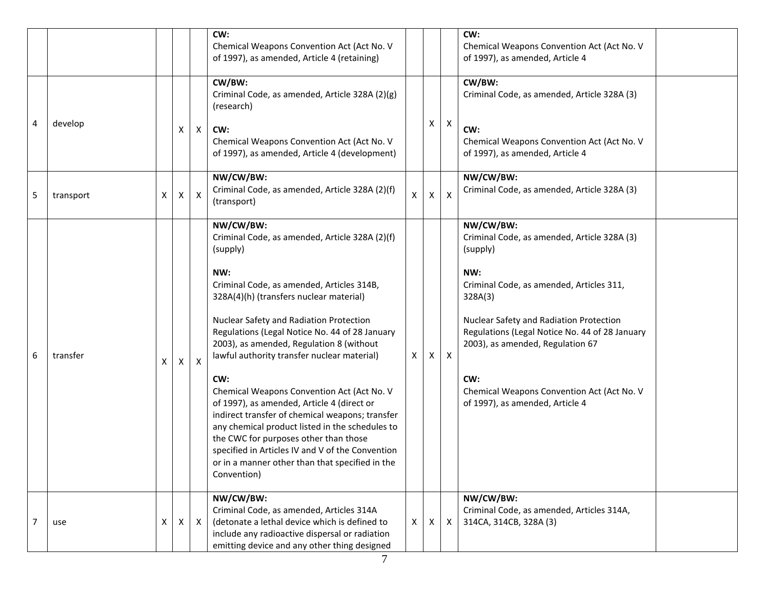| | | | | | | | | | | |
|---|---|---|---|---|---|---|---|---|---|---|
| | | | | | **CW:**<br>Chemical Weapons Convention Act (Act No. V of 1997), as amended, Article 4 (retaining) | | | | **CW:**<br>Chemical Weapons Convention Act (Act No. V of 1997), as amended, Article 4 | |
| 4 | develop | | X | X | **CW/BW:**<br>Criminal Code, as amended, Article 328A (2)(g) (research)<br><br>**CW:**<br>Chemical Weapons Convention Act (Act No. V of 1997), as amended, Article 4 (development) | | X | X | **CW/BW:**<br>Criminal Code, as amended, Article 328A (3)<br><br>**CW:**<br>Chemical Weapons Convention Act (Act No. V of 1997), as amended, Article 4 | |
| 5 | transport | X | X | X | **NW/CW/BW:**<br>Criminal Code, as amended, Article 328A (2)(f) (transport) | X | X | X | **NW/CW/BW:**<br>Criminal Code, as amended, Article 328A (3) | |
| 6 | transfer | X | X | X | **NW/CW/BW:**<br>Criminal Code, as amended, Article 328A (2)(f) (supply)<br><br>**NW:**<br>Criminal Code, as amended, Articles 314B, 328A(4)(h) (transfers nuclear material)<br><br>Nuclear Safety and Radiation Protection Regulations (Legal Notice No. 44 of 28 January 2003), as amended, Regulation 8 (without lawful authority transfer nuclear material)<br><br>**CW:**<br>Chemical Weapons Convention Act (Act No. V of 1997), as amended, Article 4 (direct or indirect transfer of chemical weapons; transfer any chemical product listed in the schedules to the CWC for purposes other than those specified in Articles IV and V of the Convention or in a manner other than that specified in the Convention) | X | X | X | **NW/CW/BW:**<br>Criminal Code, as amended, Article 328A (3) (supply)<br><br>**NW:**<br>Criminal Code, as amended, Articles 311, 328A(3)<br><br>Nuclear Safety and Radiation Protection Regulations (Legal Notice No. 44 of 28 January 2003), as amended, Regulation 67<br><br>**CW:**<br>Chemical Weapons Convention Act (Act No. V of 1997), as amended, Article 4 | |
| 7 | use | X | X | X | **NW/CW/BW:**<br>Criminal Code, as amended, Articles 314A (detonate a lethal device which is defined to include any radioactive dispersal or radiation emitting device and any other thing designed | X | X | X | **NW/CW/BW:**<br>Criminal Code, as amended, Articles 314A, 314CA, 314CB, 328A (3) | |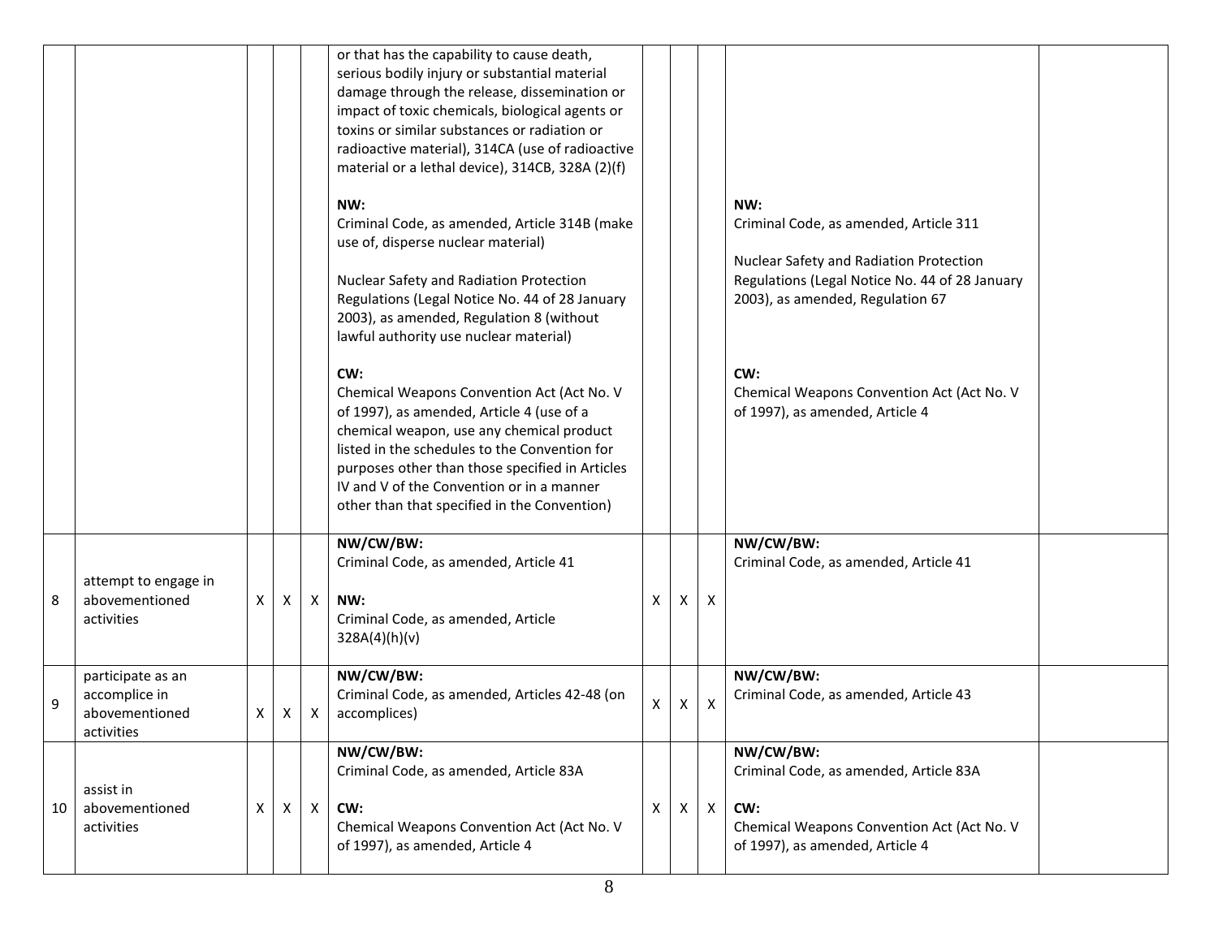| | | | | | | | | | | |
|---|---|---|---|---|---|---|---|---|---|---|
| | | | | | or that has the capability to cause death, serious bodily injury or substantial material damage through the release, dissemination or impact of toxic chemicals, biological agents or toxins or similar substances or radiation or radioactive material), 314CA (use of radioactive material or a lethal device), 314CB, 328A (2)(f)<br><br>**NW:**<br>Criminal Code, as amended, Article 314B (make use of, disperse nuclear material)<br><br>Nuclear Safety and Radiation Protection Regulations (Legal Notice No. 44 of 28 January 2003), as amended, Regulation 8 (without lawful authority use nuclear material)<br><br>**CW:**<br>Chemical Weapons Convention Act (Act No. V of 1997), as amended, Article 4 (use of a chemical weapon, use any chemical product listed in the schedules to the Convention for purposes other than those specified in Articles IV and V of the Convention or in a manner other than that specified in the Convention) | | | | **NW:**<br>Criminal Code, as amended, Article 311<br><br>Nuclear Safety and Radiation Protection Regulations (Legal Notice No. 44 of 28 January 2003), as amended, Regulation 67<br><br>**CW:**<br>Chemical Weapons Convention Act (Act No. V of 1997), as amended, Article 4 | |
| 8 | attempt to engage in abovementioned activities | X | X | X | **NW/CW/BW:**<br>Criminal Code, as amended, Article 41<br><br>**NW:**<br>Criminal Code, as amended, Article 328A(4)(h)(v) | X | X | X | **NW/CW/BW:**<br>Criminal Code, as amended, Article 41 | |
| 9 | participate as an accomplice in abovementioned activities | X | X | X | **NW/CW/BW:**<br>Criminal Code, as amended, Articles 42-48 (on accomplices) | X | X | X | **NW/CW/BW:**<br>Criminal Code, as amended, Article 43 | |
| 10 | assist in abovementioned activities | X | X | X | **NW/CW/BW:**<br>Criminal Code, as amended, Article 83A<br><br>**CW:**<br>Chemical Weapons Convention Act (Act No. V of 1997), as amended, Article 4 | X | X | X | **NW/CW/BW:**<br>Criminal Code, as amended, Article 83A<br><br>**CW:**<br>Chemical Weapons Convention Act (Act No. V of 1997), as amended, Article 4 | |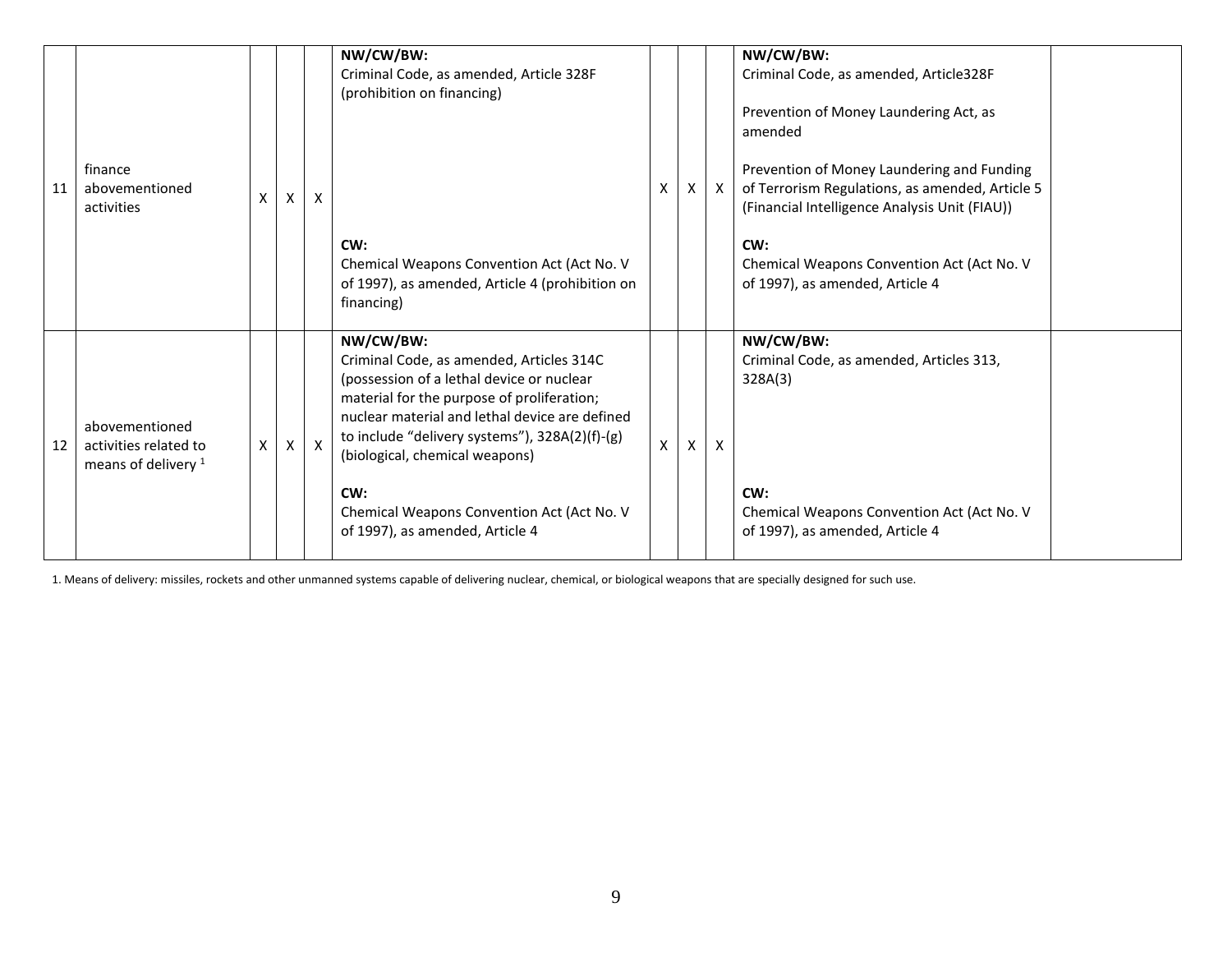| 11 | finance abovementioned activities | X | X | X | **NW/CW/BW:** Criminal Code, as amended, Article 328F (prohibition on financing)<br><br>**CW:** Chemical Weapons Convention Act (Act No. V of 1997), as amended, Article 4 (prohibition on financing) | X | X | X | **NW/CW/BW:** Criminal Code, as amended, Article328F<br><br>Prevention of Money Laundering Act, as amended<br><br>Prevention of Money Laundering and Funding of Terrorism Regulations, as amended, Article 5 (Financial Intelligence Analysis Unit (FIAU))<br><br>**CW:** Chemical Weapons Convention Act (Act No. V of 1997), as amended, Article 4 | |
|---|---|---|---|---|---|---|---|---|---|---|
| 12 | abovementioned activities related to means of delivery [1] | X | X | X | **NW/CW/BW:** Criminal Code, as amended, Articles 314C (possession of a lethal device or nuclear material for the purpose of proliferation; nuclear material and lethal device are defined to include "delivery systems"), 328A(2)(f)-(g) (biological, chemical weapons)<br><br>**CW:** Chemical Weapons Convention Act (Act No. V of 1997), as amended, Article 4 | X | X | X | **NW/CW/BW:** Criminal Code, as amended, Articles 313, 328A(3)<br><br>**CW:** Chemical Weapons Convention Act (Act No. V of 1997), as amended, Article 4 | |

1. Means of delivery: missiles, rockets and other unmanned systems capable of delivering nuclear, chemical, or biological weapons that are specially designed for such use.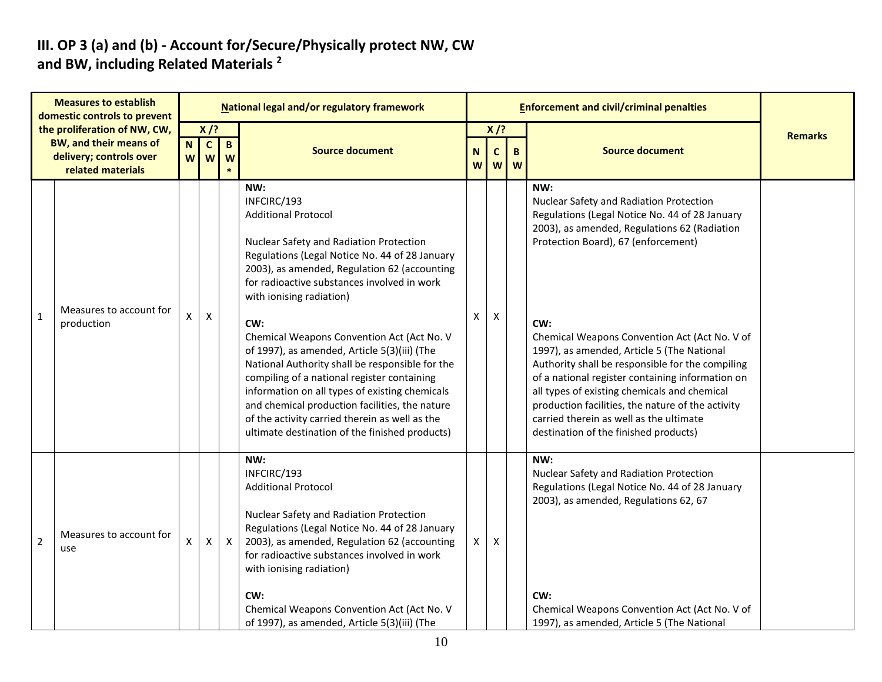## III. OP 3 (a) and (b) - Account for/Secure/Physically protect NW, CW and BW, including Related Materials [2]

| | Measures to establish domestic controls to prevent the proliferation of NW, CW, BW, and their means of delivery; controls over related materials | National legal and/or regulatory framework | | | | Enforcement and civil/criminal penalties | | | | Remarks |
|---|---|---|---|---|---|---|---|---|---|---|
| | | X /? | | | Source document | X /? | | | Source document | |
| | | NW | CW | BW* | | NW | CW | BW | | |
| 1 | Measures to account for production | X | X | | **NW:**<br>INFCIRC/193<br>Additional Protocol<br><br>Nuclear Safety and Radiation Protection Regulations (Legal Notice No. 44 of 28 January 2003), as amended, Regulation 62 (accounting for radioactive substances involved in work with ionising radiation)<br><br>**CW:**<br>Chemical Weapons Convention Act (Act No. V of 1997), as amended, Article 5(3)(iii) (The National Authority shall be responsible for the compiling of a national register containing information on all types of existing chemicals and chemical production facilities, the nature of the activity carried therein as well as the ultimate destination of the finished products) | X | X | | **NW:**<br>Nuclear Safety and Radiation Protection Regulations (Legal Notice No. 44 of 28 January 2003), as amended, Regulations 62 (Radiation Protection Board), 67 (enforcement)<br><br>**CW:**<br>Chemical Weapons Convention Act (Act No. V of 1997), as amended, Article 5 (The National Authority shall be responsible for the compiling of a national register containing information on all types of existing chemicals and chemical production facilities, the nature of the activity carried therein as well as the ultimate destination of the finished products) | |
| 2 | Measures to account for use | X | X | X | **NW:**<br>INFCIRC/193<br>Additional Protocol<br><br>Nuclear Safety and Radiation Protection Regulations (Legal Notice No. 44 of 28 January 2003), as amended, Regulation 62 (accounting for radioactive substances involved in work with ionising radiation)<br><br>**CW:**<br>Chemical Weapons Convention Act (Act No. V of 1997), as amended, Article 5(3)(iii) (The | X | X | | **NW:**<br>Nuclear Safety and Radiation Protection Regulations (Legal Notice No. 44 of 28 January 2003), as amended, Regulations 62, 67<br><br>**CW:**<br>Chemical Weapons Convention Act (Act No. V of 1997), as amended, Article 5 (The National | |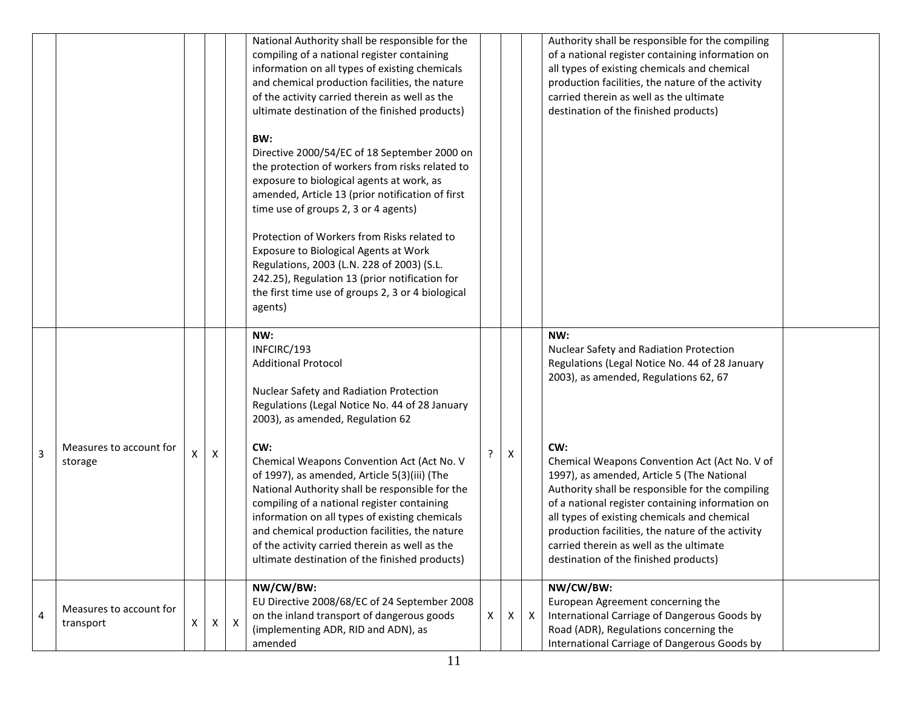| | | | | | | | | | | |
|---|---|---|---|---|---|---|---|---|---|---|
| | | | | | National Authority shall be responsible for the compiling of a national register containing information on all types of existing chemicals and chemical production facilities, the nature of the activity carried therein as well as the ultimate destination of the finished products)<br><br>**BW:**<br>Directive 2000/54/EC of 18 September 2000 on the protection of workers from risks related to exposure to biological agents at work, as amended, Article 13 (prior notification of first time use of groups 2, 3 or 4 agents)<br><br>Protection of Workers from Risks related to Exposure to Biological Agents at Work Regulations, 2003 (L.N. 228 of 2003) (S.L. 242.25), Regulation 13 (prior notification for the first time use of groups 2, 3 or 4 biological agents) | | | | Authority shall be responsible for the compiling of a national register containing information on all types of existing chemicals and chemical production facilities, the nature of the activity carried therein as well as the ultimate destination of the finished products) | |
| 3 | Measures to account for storage | X | X | | **NW:**<br>INFCIRC/193<br>Additional Protocol<br><br>Nuclear Safety and Radiation Protection Regulations (Legal Notice No. 44 of 28 January 2003), as amended, Regulation 62<br><br>**CW:**<br>Chemical Weapons Convention Act (Act No. V of 1997), as amended, Article 5(3)(iii) (The National Authority shall be responsible for the compiling of a national register containing information on all types of existing chemicals and chemical production facilities, the nature of the activity carried therein as well as the ultimate destination of the finished products) | ? | X | | **NW:**<br>Nuclear Safety and Radiation Protection Regulations (Legal Notice No. 44 of 28 January 2003), as amended, Regulations 62, 67<br><br>**CW:**<br>Chemical Weapons Convention Act (Act No. V of 1997), as amended, Article 5 (The National Authority shall be responsible for the compiling of a national register containing information on all types of existing chemicals and chemical production facilities, the nature of the activity carried therein as well as the ultimate destination of the finished products) | |
| 4 | Measures to account for transport | X | X | X | **NW/CW/BW:**<br>EU Directive 2008/68/EC of 24 September 2008 on the inland transport of dangerous goods (implementing ADR, RID and ADN), as amended | X | X | X | **NW/CW/BW:**<br>European Agreement concerning the International Carriage of Dangerous Goods by Road (ADR), Regulations concerning the International Carriage of Dangerous Goods by | |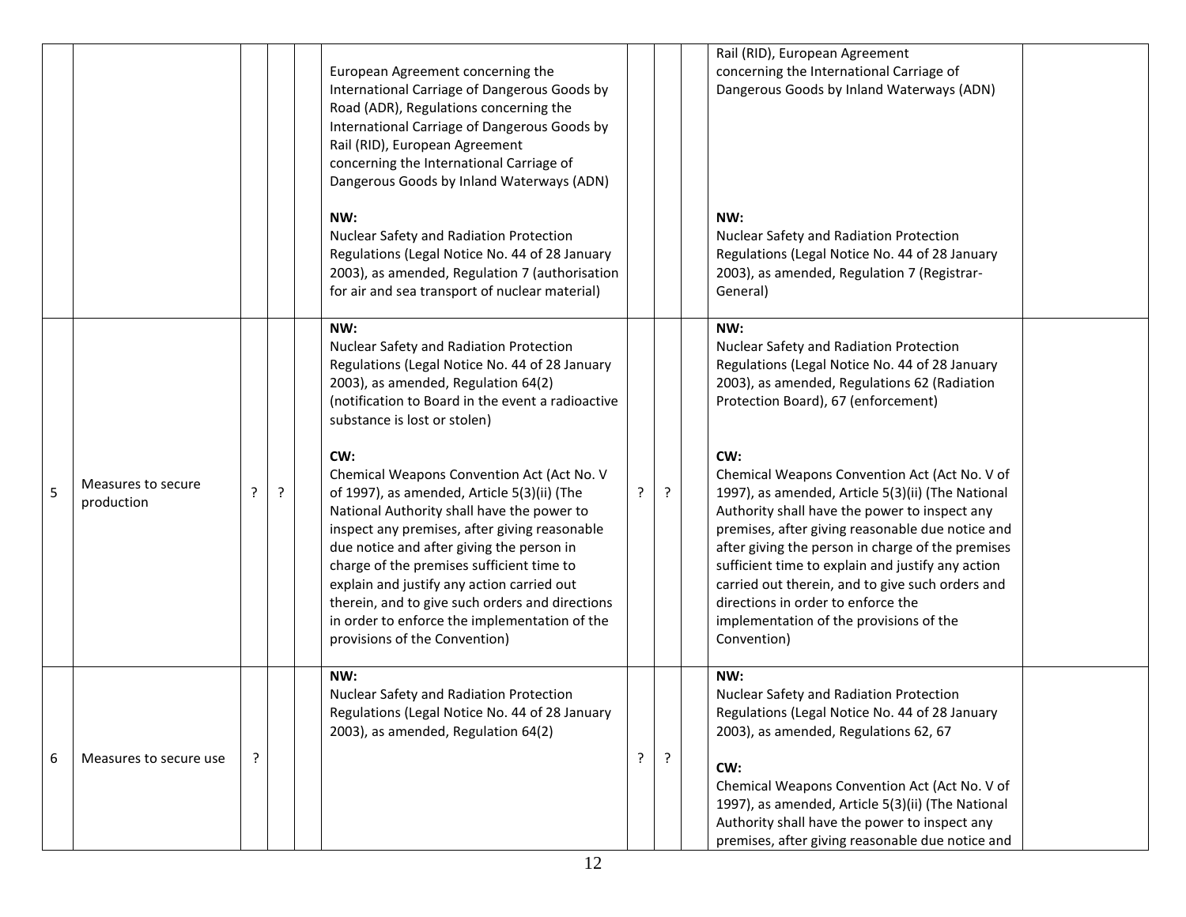| | | | | | | | | | | |
|---|---|---|---|---|---|---|---|---|---|---|
| | | | | | European Agreement concerning the International Carriage of Dangerous Goods by Road (ADR), Regulations concerning the International Carriage of Dangerous Goods by Rail (RID), European Agreement concerning the International Carriage of Dangerous Goods by Inland Waterways (ADN)<br><br>**NW:**<br>Nuclear Safety and Radiation Protection Regulations (Legal Notice No. 44 of 28 January 2003), as amended, Regulation 7 (authorisation for air and sea transport of nuclear material) | | | | Rail (RID), European Agreement concerning the International Carriage of Dangerous Goods by Inland Waterways (ADN)<br><br>**NW:**<br>Nuclear Safety and Radiation Protection Regulations (Legal Notice No. 44 of 28 January 2003), as amended, Regulation 7 (Registrar-General) | |
| 5 | Measures to secure production | ? | ? | | **NW:**<br>Nuclear Safety and Radiation Protection Regulations (Legal Notice No. 44 of 28 January 2003), as amended, Regulation 64(2) (notification to Board in the event a radioactive substance is lost or stolen)<br><br>**CW:**<br>Chemical Weapons Convention Act (Act No. V of 1997), as amended, Article 5(3)(ii) (The National Authority shall have the power to inspect any premises, after giving reasonable due notice and after giving the person in charge of the premises sufficient time to explain and justify any action carried out therein, and to give such orders and directions in order to enforce the implementation of the provisions of the Convention) | ? | ? | | **NW:**<br>Nuclear Safety and Radiation Protection Regulations (Legal Notice No. 44 of 28 January 2003), as amended, Regulations 62 (Radiation Protection Board), 67 (enforcement)<br><br>**CW:**<br>Chemical Weapons Convention Act (Act No. V of 1997), as amended, Article 5(3)(ii) (The National Authority shall have the power to inspect any premises, after giving reasonable due notice and after giving the person in charge of the premises sufficient time to explain and justify any action carried out therein, and to give such orders and directions in order to enforce the implementation of the provisions of the Convention) | |
| 6 | Measures to secure use | ? | | | **NW:**<br>Nuclear Safety and Radiation Protection Regulations (Legal Notice No. 44 of 28 January 2003), as amended, Regulation 64(2) | ? | ? | | **NW:**<br>Nuclear Safety and Radiation Protection Regulations (Legal Notice No. 44 of 28 January 2003), as amended, Regulations 62, 67<br><br>**CW:**<br>Chemical Weapons Convention Act (Act No. V of 1997), as amended, Article 5(3)(ii) (The National Authority shall have the power to inspect any premises, after giving reasonable due notice and | |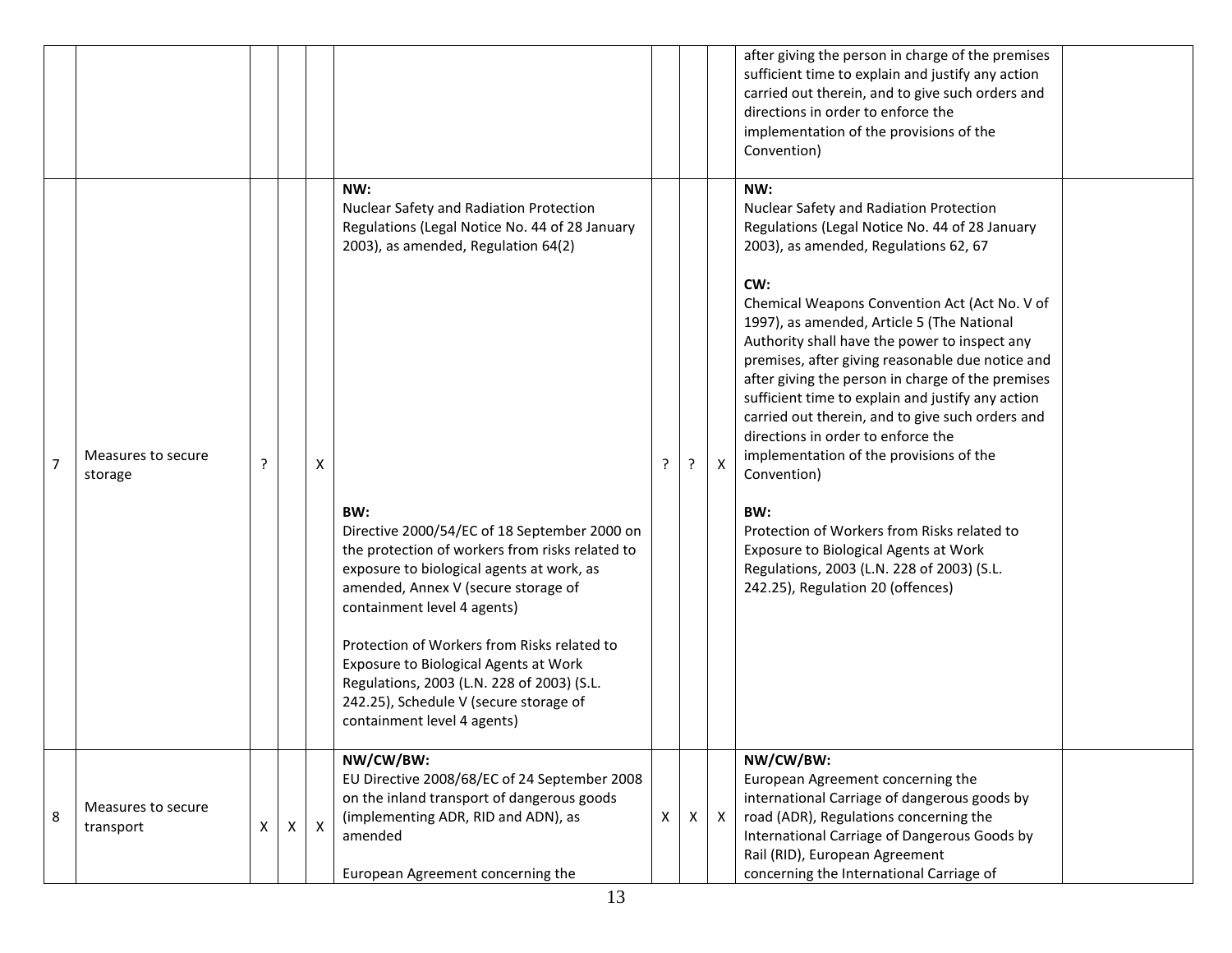| | | | | | | | | | | |
|---|---|---|---|---|---|---|---|---|---|---|
| | | | | | | | | | after giving the person in charge of the premises sufficient time to explain and justify any action carried out therein, and to give such orders and directions in order to enforce the implementation of the provisions of the Convention) | |
| 7 | Measures to secure storage | ? | | X | **NW:**<br>Nuclear Safety and Radiation Protection Regulations (Legal Notice No. 44 of 28 January 2003), as amended, Regulation 64(2)<br><br>**BW:**<br>Directive 2000/54/EC of 18 September 2000 on the protection of workers from risks related to exposure to biological agents at work, as amended, Annex V (secure storage of containment level 4 agents)<br><br>Protection of Workers from Risks related to Exposure to Biological Agents at Work Regulations, 2003 (L.N. 228 of 2003) (S.L. 242.25), Schedule V (secure storage of containment level 4 agents) | ? | ? | X | **NW:**<br>Nuclear Safety and Radiation Protection Regulations (Legal Notice No. 44 of 28 January 2003), as amended, Regulations 62, 67<br><br>**CW:**<br>Chemical Weapons Convention Act (Act No. V of 1997), as amended, Article 5 (The National Authority shall have the power to inspect any premises, after giving reasonable due notice and after giving the person in charge of the premises sufficient time to explain and justify any action carried out therein, and to give such orders and directions in order to enforce the implementation of the provisions of the Convention)<br><br>**BW:**<br>Protection of Workers from Risks related to Exposure to Biological Agents at Work Regulations, 2003 (L.N. 228 of 2003) (S.L. 242.25), Regulation 20 (offences) | |
| 8 | Measures to secure transport | X | X | X | **NW/CW/BW:**<br>EU Directive 2008/68/EC of 24 September 2008 on the inland transport of dangerous goods (implementing ADR, RID and ADN), as amended<br><br>European Agreement concerning the | X | X | X | **NW/CW/BW:**<br>European Agreement concerning the international Carriage of dangerous goods by road (ADR), Regulations concerning the International Carriage of Dangerous Goods by Rail (RID), European Agreement concerning the International Carriage of | |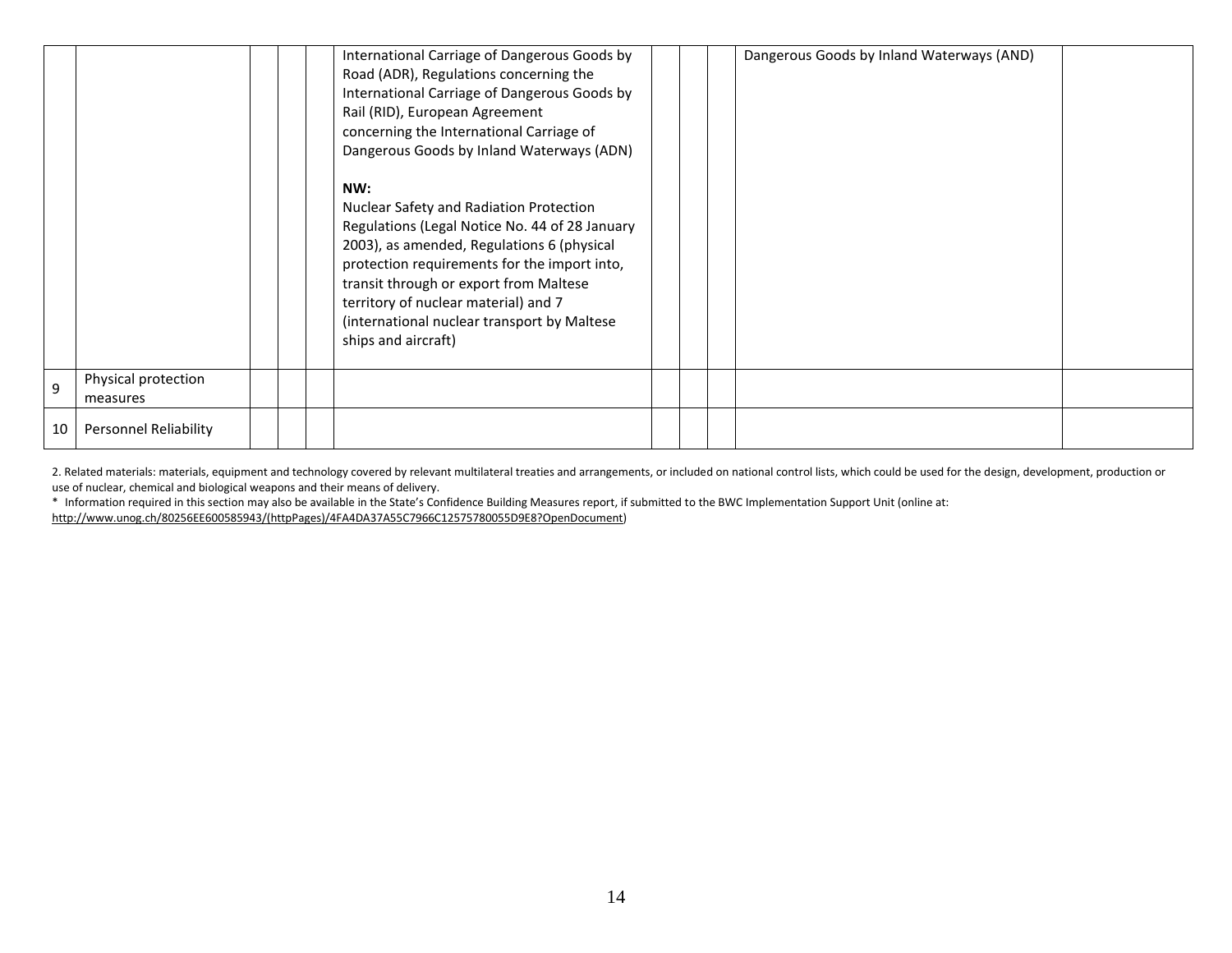| | | | | | | | | | | |
|---|---|---|---|---|---|---|---|---|---|---|
| | | | | | International Carriage of Dangerous Goods by Road (ADR), Regulations concerning the International Carriage of Dangerous Goods by Rail (RID), European Agreement concerning the International Carriage of Dangerous Goods by Inland Waterways (ADN)<br><br>**NW:**<br>Nuclear Safety and Radiation Protection Regulations (Legal Notice No. 44 of 28 January 2003), as amended, Regulations 6 (physical protection requirements for the import into, transit through or export from Maltese territory of nuclear material) and 7 (international nuclear transport by Maltese ships and aircraft) | | | | Dangerous Goods by Inland Waterways (AND) | |
| 9 | Physical protection measures | | | | | | | | | |
| 10 | Personnel Reliability | | | | | | | | | |

2. Related materials: materials, equipment and technology covered by relevant multilateral treaties and arrangements, or included on national control lists, which could be used for the design, development, production or use of nuclear, chemical and biological weapons and their means of delivery.

\* Information required in this section may also be available in the State's Confidence Building Measures report, if submitted to the BWC Implementation Support Unit (online at: http://www.unog.ch/80256EE600585943/(httpPages)/4FA4DA37A55C7966C12575780055D9E8?OpenDocument)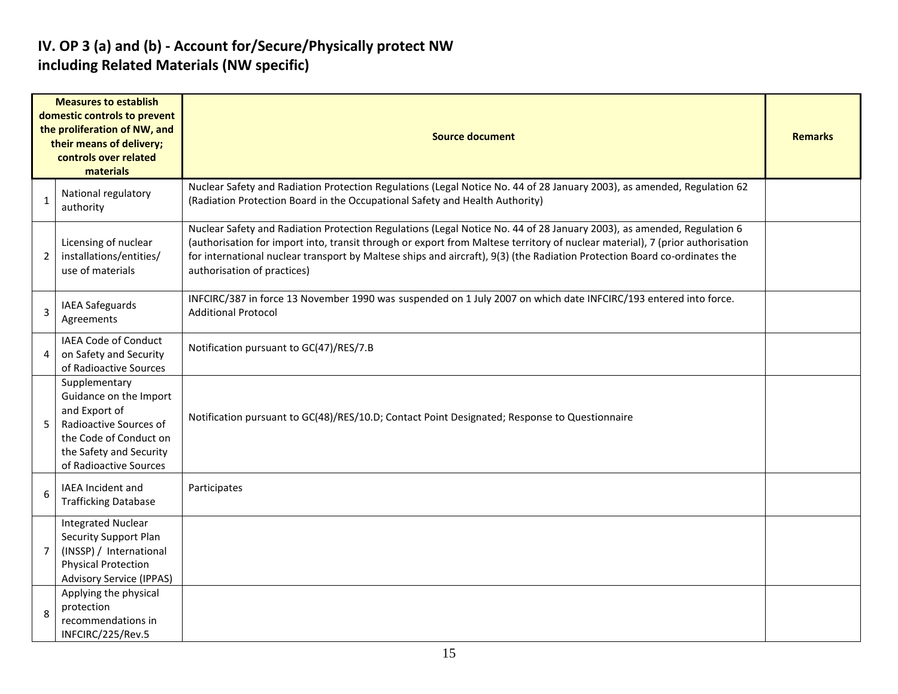# IV. OP 3 (a) and (b) - Account for/Secure/Physically protect NW including Related Materials (NW specific)

| Measures to establish domestic controls to prevent the proliferation of NW, and their means of delivery; controls over related materials | | Source document | Remarks |
|---|---|---|---|
| 1 | National regulatory authority | Nuclear Safety and Radiation Protection Regulations (Legal Notice No. 44 of 28 January 2003), as amended, Regulation 62 (Radiation Protection Board in the Occupational Safety and Health Authority) | |
| 2 | Licensing of nuclear installations/entities/ use of materials | Nuclear Safety and Radiation Protection Regulations (Legal Notice No. 44 of 28 January 2003), as amended, Regulation 6 (authorisation for import into, transit through or export from Maltese territory of nuclear material), 7 (prior authorisation for international nuclear transport by Maltese ships and aircraft), 9(3) (the Radiation Protection Board co-ordinates the authorisation of practices) | |
| 3 | IAEA Safeguards Agreements | INFCIRC/387 in force 13 November 1990 was suspended on 1 July 2007 on which date INFCIRC/193 entered into force. Additional Protocol | |
| 4 | IAEA Code of Conduct on Safety and Security of Radioactive Sources | Notification pursuant to GC(47)/RES/7.B | |
| 5 | Supplementary Guidance on the Import and Export of Radioactive Sources of the Code of Conduct on the Safety and Security of Radioactive Sources | Notification pursuant to GC(48)/RES/10.D; Contact Point Designated; Response to Questionnaire | |
| 6 | IAEA Incident and Trafficking Database | Participates | |
| 7 | Integrated Nuclear Security Support Plan (INSSP) / International Physical Protection Advisory Service (IPPAS) | | |
| 8 | Applying the physical protection recommendations in INFCIRC/225/Rev.5 | | |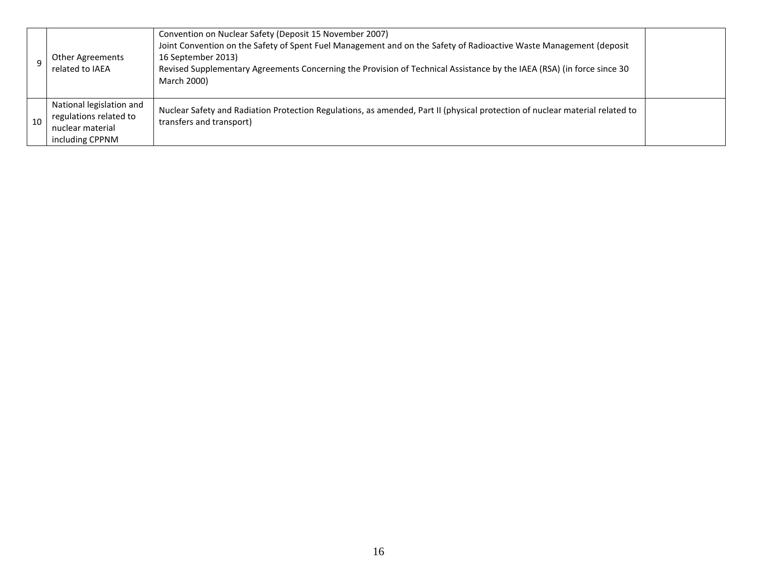| | | | |
|---|---|---|---|
| 9 | Other Agreements related to IAEA | Convention on Nuclear Safety (Deposit 15 November 2007)<br>Joint Convention on the Safety of Spent Fuel Management and on the Safety of Radioactive Waste Management (deposit 16 September 2013)<br>Revised Supplementary Agreements Concerning the Provision of Technical Assistance by the IAEA (RSA) (in force since 30 March 2000) | |
| 10 | National legislation and regulations related to nuclear material including CPPNM | Nuclear Safety and Radiation Protection Regulations, as amended, Part II (physical protection of nuclear material related to transfers and transport) | |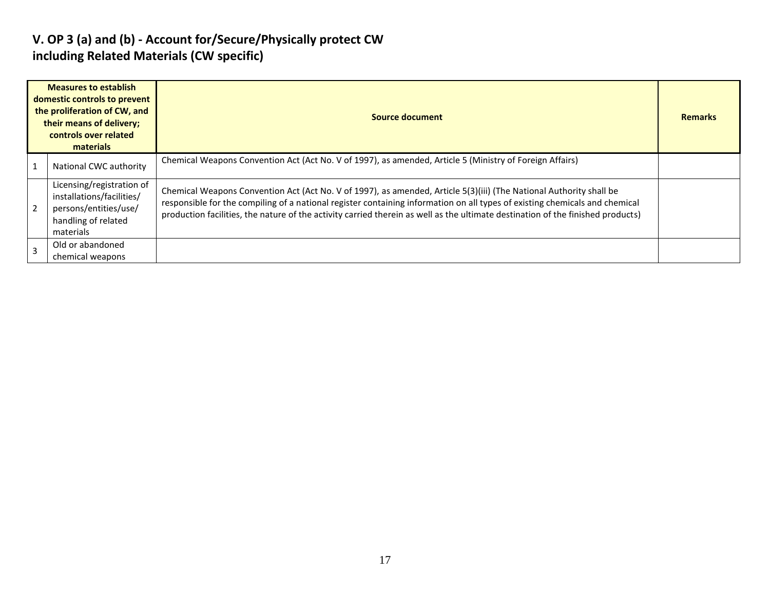## V. OP 3 (a) and (b) - Account for/Secure/Physically protect CW including Related Materials (CW specific)

| | Measures to establish domestic controls to prevent the proliferation of CW, and their means of delivery; controls over related materials | Source document | Remarks |
|---|---|---|---|
| 1 | National CWC authority | Chemical Weapons Convention Act (Act No. V of 1997), as amended, Article 5 (Ministry of Foreign Affairs) | |
| 2 | Licensing/registration of installations/facilities/ persons/entities/use/ handling of related materials | Chemical Weapons Convention Act (Act No. V of 1997), as amended, Article 5(3)(iii) (The National Authority shall be responsible for the compiling of a national register containing information on all types of existing chemicals and chemical production facilities, the nature of the activity carried therein as well as the ultimate destination of the finished products) | |
| 3 | Old or abandoned chemical weapons | | |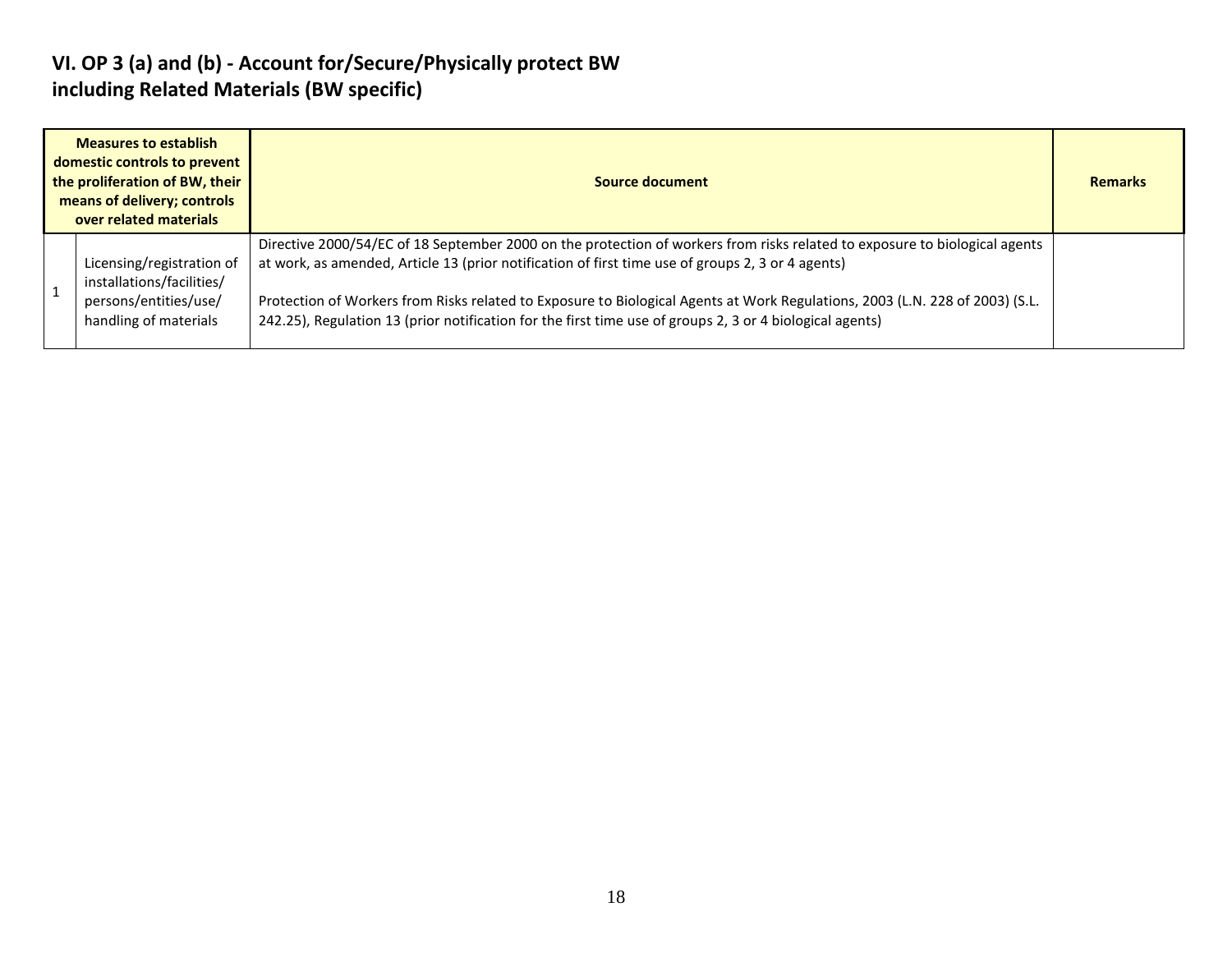## VI. OP 3 (a) and (b) - Account for/Secure/Physically protect BW including Related Materials (BW specific)

| Measures to establish domestic controls to prevent the proliferation of BW, their means of delivery; controls over related materials | | Source document | Remarks |
|---|---|---|---|
| 1 | Licensing/registration of installations/facilities/ persons/entities/use/ handling of materials | Directive 2000/54/EC of 18 September 2000 on the protection of workers from risks related to exposure to biological agents at work, as amended, Article 13 (prior notification of first time use of groups 2, 3 or 4 agents)<br><br>Protection of Workers from Risks related to Exposure to Biological Agents at Work Regulations, 2003 (L.N. 228 of 2003) (S.L. 242.25), Regulation 13 (prior notification for the first time use of groups 2, 3 or 4 biological agents) | |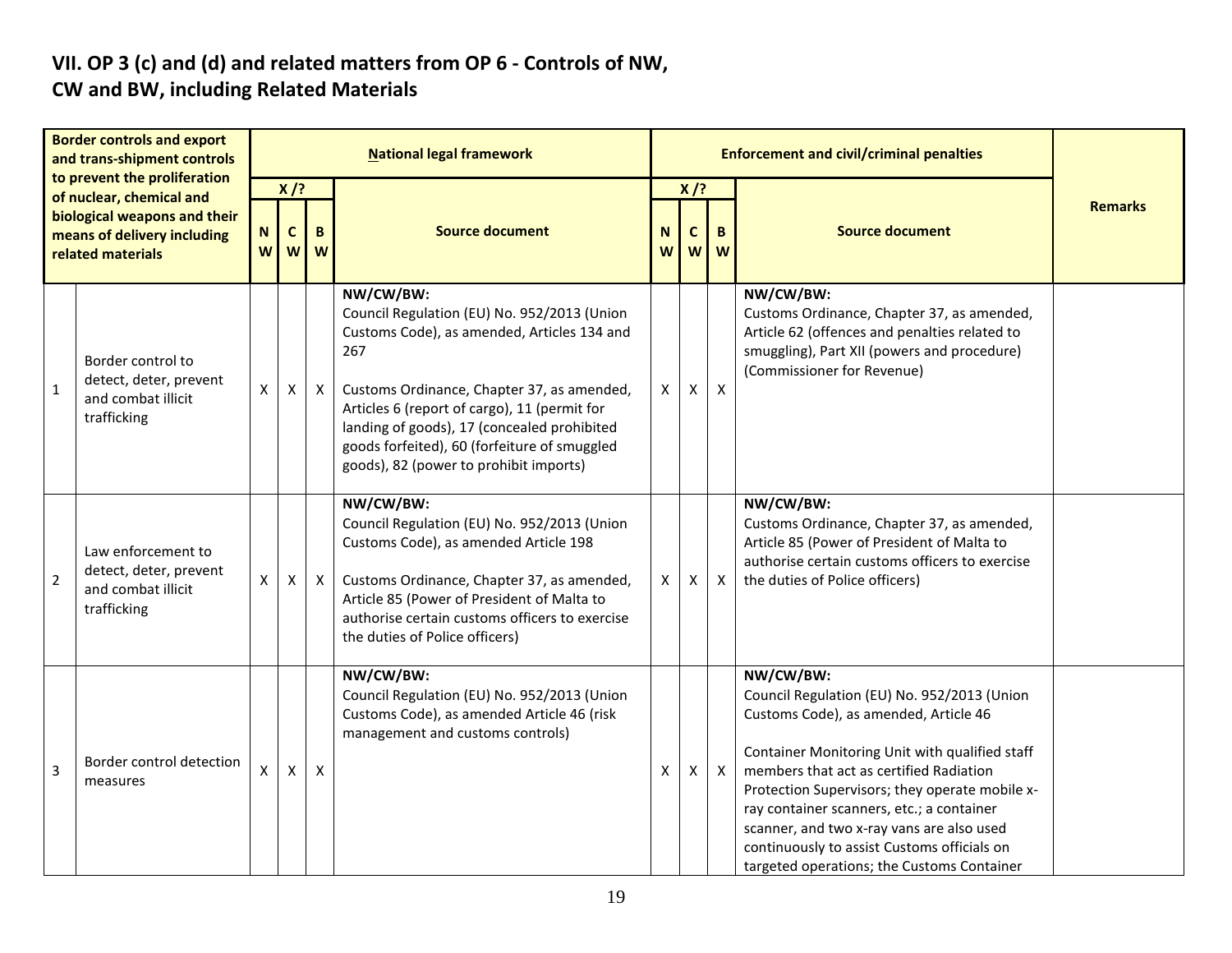## VII. OP 3 (c) and (d) and related matters from OP 6 - Controls of NW, CW and BW, including Related Materials

| Border controls and export and trans-shipment controls to prevent the proliferation of nuclear, chemical and biological weapons and their means of delivery including related materials | | National legal framework | | | | Enforcement and civil/criminal penalties | | | | Remarks |
|---|---|---|---|---|---|---|---|---|---|---|
| | | X /? | | | Source document | X /? | | | Source document | |
| | | NW | CW | BW | | NW | CW | BW | | |
| 1 | Border control to detect, deter, prevent and combat illicit trafficking | X | X | X | **NW/CW/BW:**<br>Council Regulation (EU) No. 952/2013 (Union Customs Code), as amended, Articles 134 and 267<br><br>Customs Ordinance, Chapter 37, as amended, Articles 6 (report of cargo), 11 (permit for landing of goods), 17 (concealed prohibited goods forfeited), 60 (forfeiture of smuggled goods), 82 (power to prohibit imports) | X | X | X | **NW/CW/BW:**<br>Customs Ordinance, Chapter 37, as amended, Article 62 (offences and penalties related to smuggling), Part XII (powers and procedure) (Commissioner for Revenue) | |
| 2 | Law enforcement to detect, deter, prevent and combat illicit trafficking | X | X | X | **NW/CW/BW:**<br>Council Regulation (EU) No. 952/2013 (Union Customs Code), as amended Article 198<br><br>Customs Ordinance, Chapter 37, as amended, Article 85 (Power of President of Malta to authorise certain customs officers to exercise the duties of Police officers) | X | X | X | **NW/CW/BW:**<br>Customs Ordinance, Chapter 37, as amended, Article 85 (Power of President of Malta to authorise certain customs officers to exercise the duties of Police officers) | |
| 3 | Border control detection measures | X | X | X | **NW/CW/BW:**<br>Council Regulation (EU) No. 952/2013 (Union Customs Code), as amended Article 46 (risk management and customs controls) | X | X | X | **NW/CW/BW:**<br>Council Regulation (EU) No. 952/2013 (Union Customs Code), as amended, Article 46<br><br>Container Monitoring Unit with qualified staff members that act as certified Radiation Protection Supervisors; they operate mobile x-ray container scanners, etc.; a container scanner, and two x-ray vans are also used continuously to assist Customs officials on targeted operations; the Customs Container | |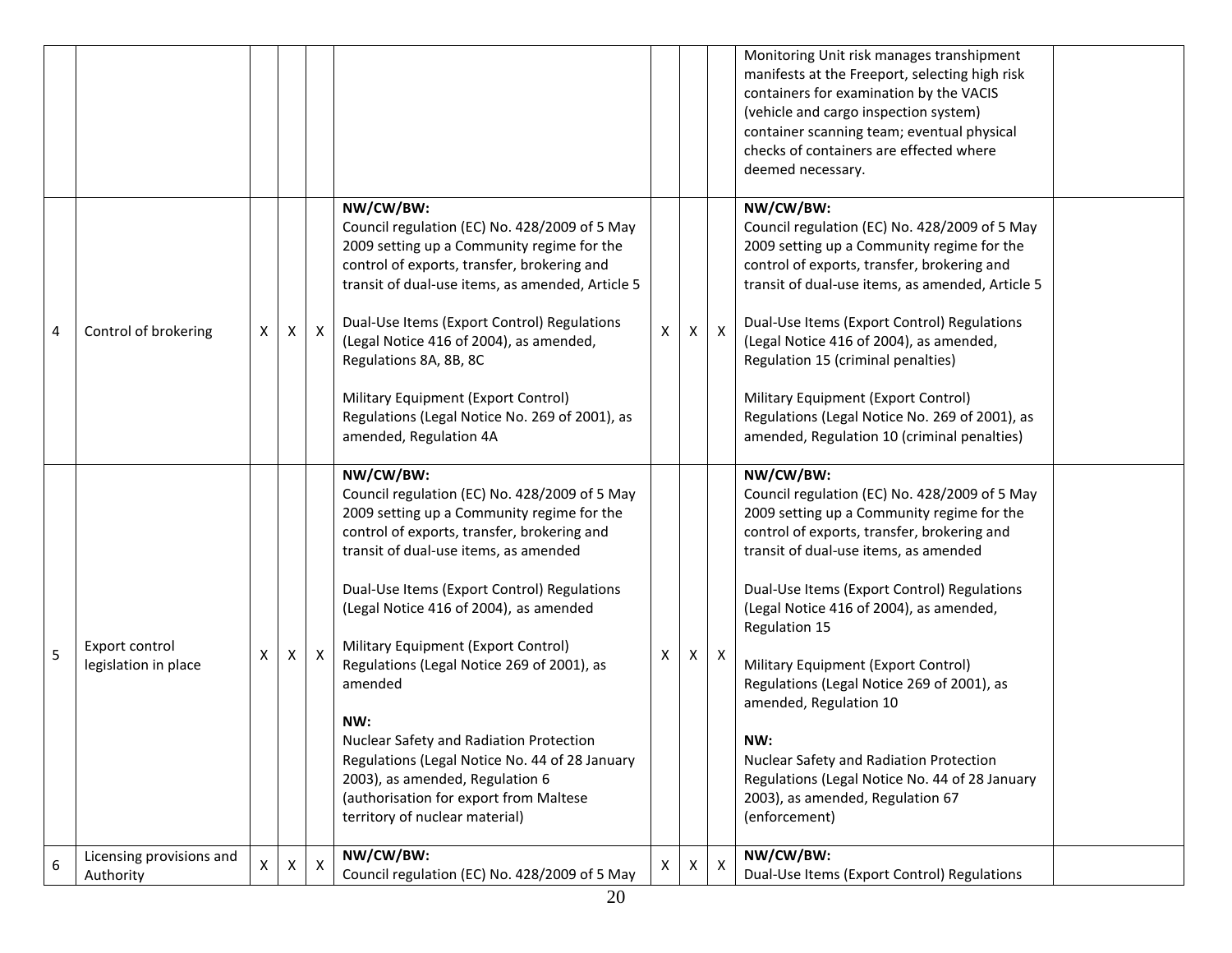| | | | | | | | | | | |
|---|---|---|---|---|---|---|---|---|---|---|
| | | | | | | | | | Monitoring Unit risk manages transhipment manifests at the Freeport, selecting high risk containers for examination by the VACIS (vehicle and cargo inspection system) container scanning team; eventual physical checks of containers are effected where deemed necessary. | |
| 4 | Control of brokering | X | X | X | **NW/CW/BW:**<br>Council regulation (EC) No. 428/2009 of 5 May 2009 setting up a Community regime for the control of exports, transfer, brokering and transit of dual-use items, as amended, Article 5<br><br>Dual-Use Items (Export Control) Regulations (Legal Notice 416 of 2004), as amended, Regulations 8A, 8B, 8C<br><br>Military Equipment (Export Control) Regulations (Legal Notice No. 269 of 2001), as amended, Regulation 4A | X | X | X | **NW/CW/BW:**<br>Council regulation (EC) No. 428/2009 of 5 May 2009 setting up a Community regime for the control of exports, transfer, brokering and transit of dual-use items, as amended, Article 5<br><br>Dual-Use Items (Export Control) Regulations (Legal Notice 416 of 2004), as amended, Regulation 15 (criminal penalties)<br><br>Military Equipment (Export Control) Regulations (Legal Notice No. 269 of 2001), as amended, Regulation 10 (criminal penalties) | |
| 5 | Export control legislation in place | X | X | X | **NW/CW/BW:**<br>Council regulation (EC) No. 428/2009 of 5 May 2009 setting up a Community regime for the control of exports, transfer, brokering and transit of dual-use items, as amended<br><br>Dual-Use Items (Export Control) Regulations (Legal Notice 416 of 2004), as amended<br><br>Military Equipment (Export Control) Regulations (Legal Notice 269 of 2001), as amended<br><br>**NW:**<br>Nuclear Safety and Radiation Protection Regulations (Legal Notice No. 44 of 28 January 2003), as amended, Regulation 6 (authorisation for export from Maltese territory of nuclear material) | X | X | X | **NW/CW/BW:**<br>Council regulation (EC) No. 428/2009 of 5 May 2009 setting up a Community regime for the control of exports, transfer, brokering and transit of dual-use items, as amended<br><br>Dual-Use Items (Export Control) Regulations (Legal Notice 416 of 2004), as amended, Regulation 15<br><br>Military Equipment (Export Control) Regulations (Legal Notice 269 of 2001), as amended, Regulation 10<br><br>**NW:**<br>Nuclear Safety and Radiation Protection Regulations (Legal Notice No. 44 of 28 January 2003), as amended, Regulation 67 (enforcement) | |
| 6 | Licensing provisions and Authority | X | X | X | **NW/CW/BW:**<br>Council regulation (EC) No. 428/2009 of 5 May | X | X | X | **NW/CW/BW:**<br>Dual-Use Items (Export Control) Regulations | |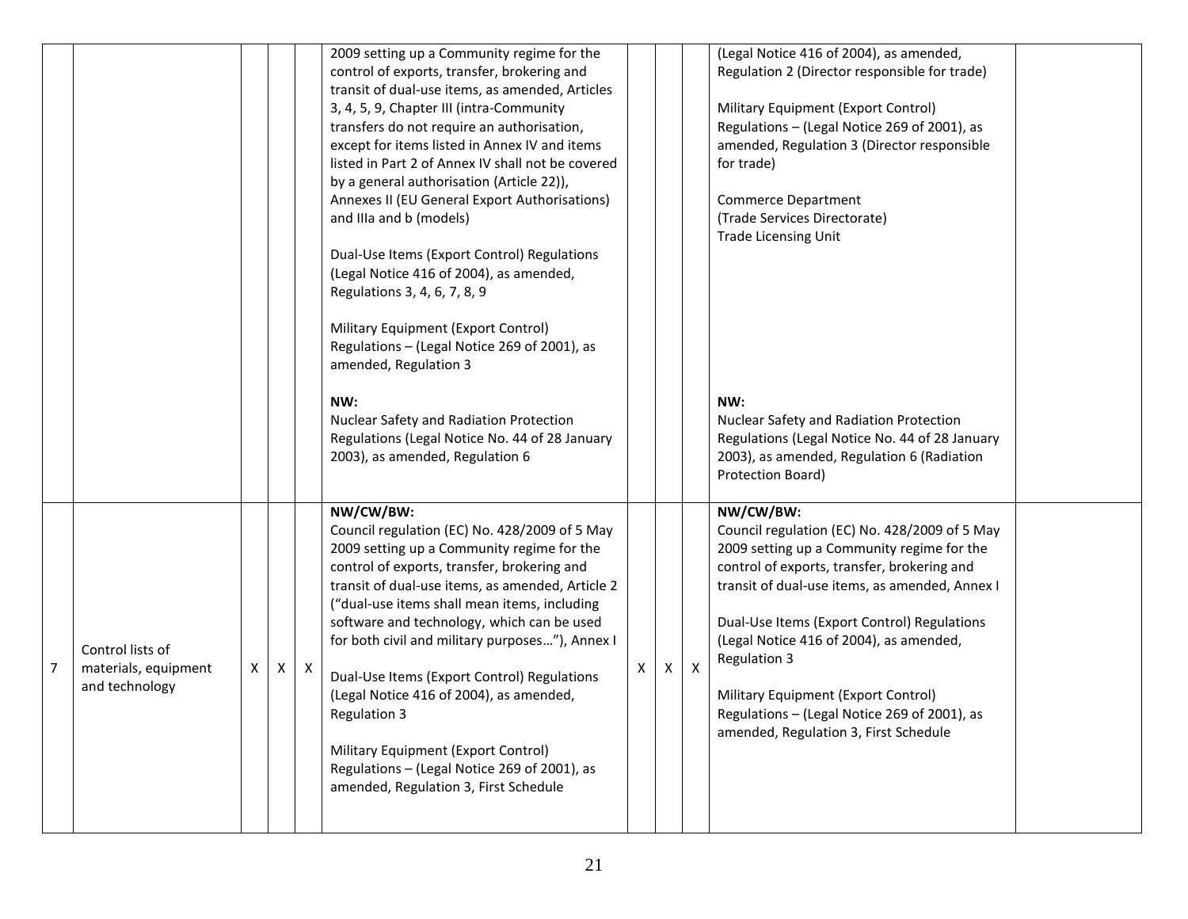| | | | | | | | | | | |
|---|---|---|---|---|---|---|---|---|---|---|
| | | | | | 2009 setting up a Community regime for the control of exports, transfer, brokering and transit of dual-use items, as amended, Articles 3, 4, 5, 9, Chapter III (intra-Community transfers do not require an authorisation, except for items listed in Annex IV and items listed in Part 2 of Annex IV shall not be covered by a general authorisation (Article 22)), Annexes II (EU General Export Authorisations) and IIIa and b (models)<br><br>Dual-Use Items (Export Control) Regulations (Legal Notice 416 of 2004), as amended, Regulations 3, 4, 6, 7, 8, 9<br><br>Military Equipment (Export Control) Regulations – (Legal Notice 269 of 2001), as amended, Regulation 3<br><br>**NW:**<br>Nuclear Safety and Radiation Protection Regulations (Legal Notice No. 44 of 28 January 2003), as amended, Regulation 6 | | | | (Legal Notice 416 of 2004), as amended, Regulation 2 (Director responsible for trade)<br><br>Military Equipment (Export Control) Regulations – (Legal Notice 269 of 2001), as amended, Regulation 3 (Director responsible for trade)<br><br>Commerce Department<br>(Trade Services Directorate)<br>Trade Licensing Unit<br><br>**NW:**<br>Nuclear Safety and Radiation Protection Regulations (Legal Notice No. 44 of 28 January 2003), as amended, Regulation 6 (Radiation Protection Board) | |
| 7 | Control lists of materials, equipment and technology | X | X | X | **NW/CW/BW:**<br>Council regulation (EC) No. 428/2009 of 5 May 2009 setting up a Community regime for the control of exports, transfer, brokering and transit of dual-use items, as amended, Article 2 ("dual-use items shall mean items, including software and technology, which can be used for both civil and military purposes…"), Annex I<br><br>Dual-Use Items (Export Control) Regulations (Legal Notice 416 of 2004), as amended, Regulation 3<br><br>Military Equipment (Export Control) Regulations – (Legal Notice 269 of 2001), as amended, Regulation 3, First Schedule | X | X | X | **NW/CW/BW:**<br>Council regulation (EC) No. 428/2009 of 5 May 2009 setting up a Community regime for the control of exports, transfer, brokering and transit of dual-use items, as amended, Annex I<br><br>Dual-Use Items (Export Control) Regulations (Legal Notice 416 of 2004), as amended, Regulation 3<br><br>Military Equipment (Export Control) Regulations – (Legal Notice 269 of 2001), as amended, Regulation 3, First Schedule | |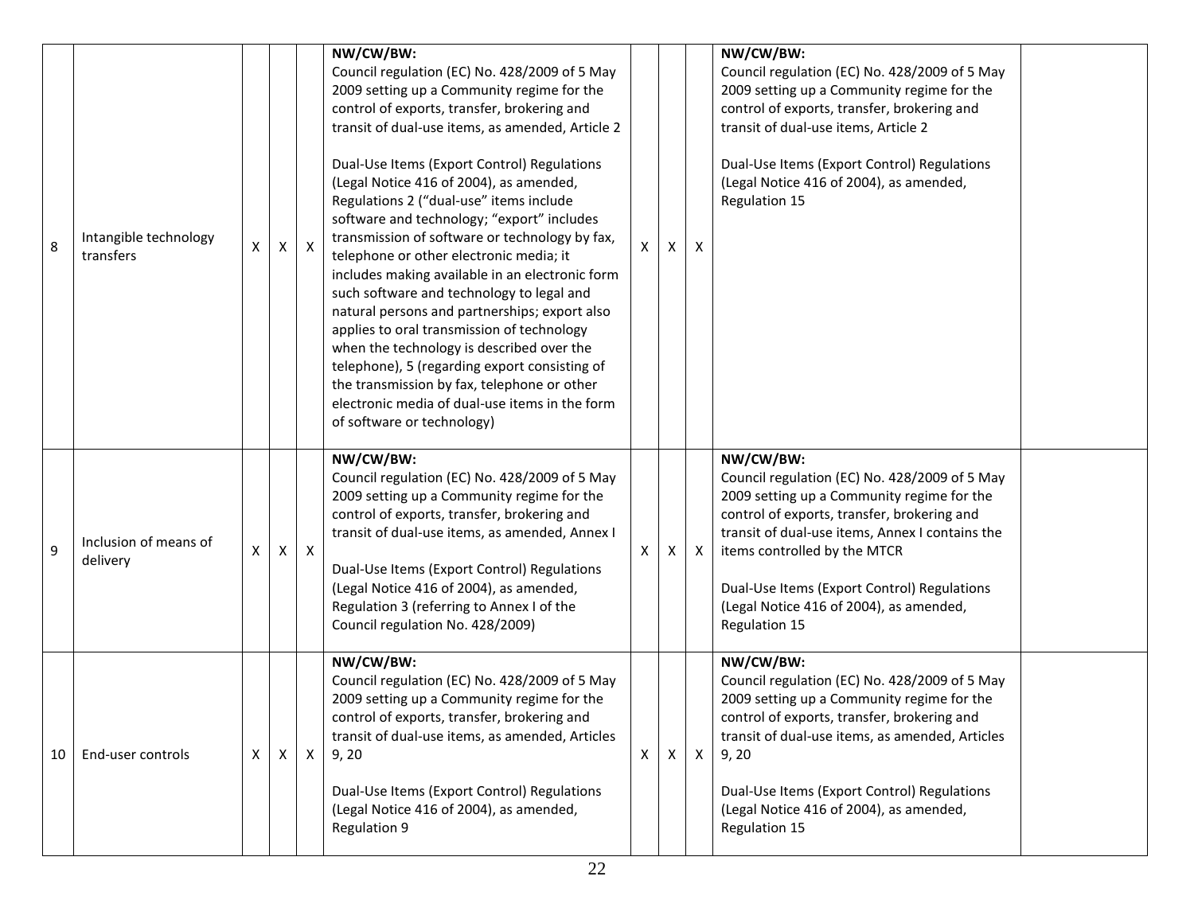| 8 | Intangible technology transfers | X | X | X | **NW/CW/BW:**<br>Council regulation (EC) No. 428/2009 of 5 May 2009 setting up a Community regime for the control of exports, transfer, brokering and transit of dual-use items, as amended, Article 2<br><br>Dual-Use Items (Export Control) Regulations (Legal Notice 416 of 2004), as amended, Regulations 2 ("dual-use" items include software and technology; "export" includes transmission of software or technology by fax, telephone or other electronic media; it includes making available in an electronic form such software and technology to legal and natural persons and partnerships; export also applies to oral transmission of technology when the technology is described over the telephone), 5 (regarding export consisting of the transmission by fax, telephone or other electronic media of dual-use items in the form of software or technology) | X | X | X | **NW/CW/BW:**<br>Council regulation (EC) No. 428/2009 of 5 May 2009 setting up a Community regime for the control of exports, transfer, brokering and transit of dual-use items, Article 2<br><br>Dual-Use Items (Export Control) Regulations (Legal Notice 416 of 2004), as amended, Regulation 15 | |
|---|---|---|---|---|---|---|---|---|---|---|
| 9 | Inclusion of means of delivery | X | X | X | **NW/CW/BW:**<br>Council regulation (EC) No. 428/2009 of 5 May 2009 setting up a Community regime for the control of exports, transfer, brokering and transit of dual-use items, as amended, Annex I<br><br>Dual-Use Items (Export Control) Regulations (Legal Notice 416 of 2004), as amended, Regulation 3 (referring to Annex I of the Council regulation No. 428/2009) | X | X | X | **NW/CW/BW:**<br>Council regulation (EC) No. 428/2009 of 5 May 2009 setting up a Community regime for the control of exports, transfer, brokering and transit of dual-use items, Annex I contains the items controlled by the MTCR<br><br>Dual-Use Items (Export Control) Regulations (Legal Notice 416 of 2004), as amended, Regulation 15 | |
| 10 | End-user controls | X | X | X | **NW/CW/BW:**<br>Council regulation (EC) No. 428/2009 of 5 May 2009 setting up a Community regime for the control of exports, transfer, brokering and transit of dual-use items, as amended, Articles 9, 20<br><br>Dual-Use Items (Export Control) Regulations (Legal Notice 416 of 2004), as amended, Regulation 9 | X | X | X | **NW/CW/BW:**<br>Council regulation (EC) No. 428/2009 of 5 May 2009 setting up a Community regime for the control of exports, transfer, brokering and transit of dual-use items, as amended, Articles 9, 20<br><br>Dual-Use Items (Export Control) Regulations (Legal Notice 416 of 2004), as amended, Regulation 15 | |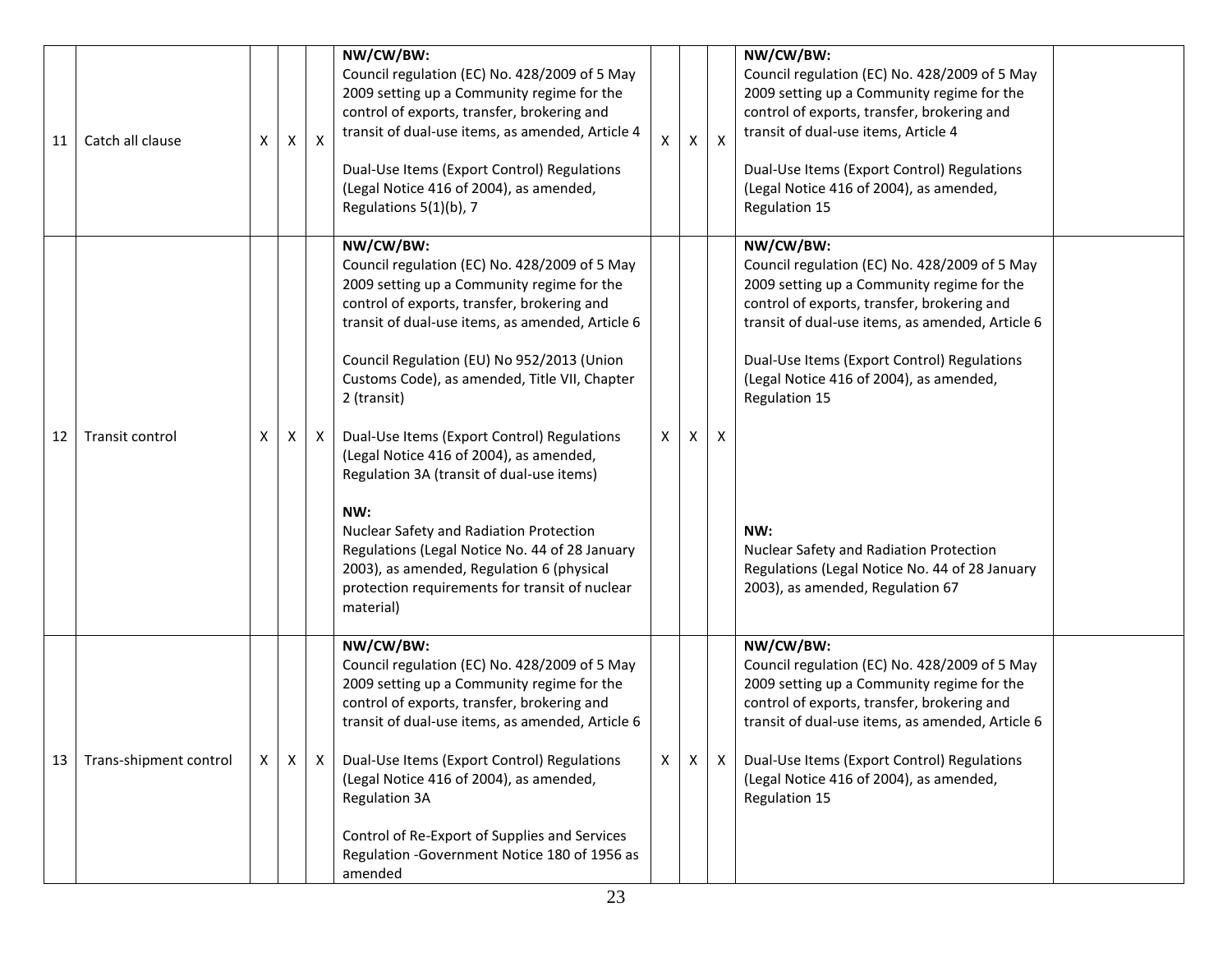| 11 | Catch all clause | X | X | X | **NW/CW/BW:**<br>Council regulation (EC) No. 428/2009 of 5 May 2009 setting up a Community regime for the control of exports, transfer, brokering and transit of dual-use items, as amended, Article 4<br><br>Dual-Use Items (Export Control) Regulations (Legal Notice 416 of 2004), as amended, Regulations 5(1)(b), 7 | X | X | X | **NW/CW/BW:**<br>Council regulation (EC) No. 428/2009 of 5 May 2009 setting up a Community regime for the control of exports, transfer, brokering and transit of dual-use items, Article 4<br><br>Dual-Use Items (Export Control) Regulations (Legal Notice 416 of 2004), as amended, Regulation 15 | |
|---|---|---|---|---|---|---|---|---|---|---|
| 12 | Transit control | X | X | X | **NW/CW/BW:**<br>Council regulation (EC) No. 428/2009 of 5 May 2009 setting up a Community regime for the control of exports, transfer, brokering and transit of dual-use items, as amended, Article 6<br><br>Council Regulation (EU) No 952/2013 (Union Customs Code), as amended, Title VII, Chapter 2 (transit)<br><br>Dual-Use Items (Export Control) Regulations (Legal Notice 416 of 2004), as amended, Regulation 3A (transit of dual-use items)<br><br>**NW:**<br>Nuclear Safety and Radiation Protection Regulations (Legal Notice No. 44 of 28 January 2003), as amended, Regulation 6 (physical protection requirements for transit of nuclear material) | X | X | X | **NW/CW/BW:**<br>Council regulation (EC) No. 428/2009 of 5 May 2009 setting up a Community regime for the control of exports, transfer, brokering and transit of dual-use items, as amended, Article 6<br><br>Dual-Use Items (Export Control) Regulations (Legal Notice 416 of 2004), as amended, Regulation 15<br><br>**NW:**<br>Nuclear Safety and Radiation Protection Regulations (Legal Notice No. 44 of 28 January 2003), as amended, Regulation 67 | |
| 13 | Trans-shipment control | X | X | X | **NW/CW/BW:**<br>Council regulation (EC) No. 428/2009 of 5 May 2009 setting up a Community regime for the control of exports, transfer, brokering and transit of dual-use items, as amended, Article 6<br><br>Dual-Use Items (Export Control) Regulations (Legal Notice 416 of 2004), as amended, Regulation 3A<br><br>Control of Re-Export of Supplies and Services Regulation -Government Notice 180 of 1956 as amended | X | X | X | **NW/CW/BW:**<br>Council regulation (EC) No. 428/2009 of 5 May 2009 setting up a Community regime for the control of exports, transfer, brokering and transit of dual-use items, as amended, Article 6<br><br>Dual-Use Items (Export Control) Regulations (Legal Notice 416 of 2004), as amended, Regulation 15 | |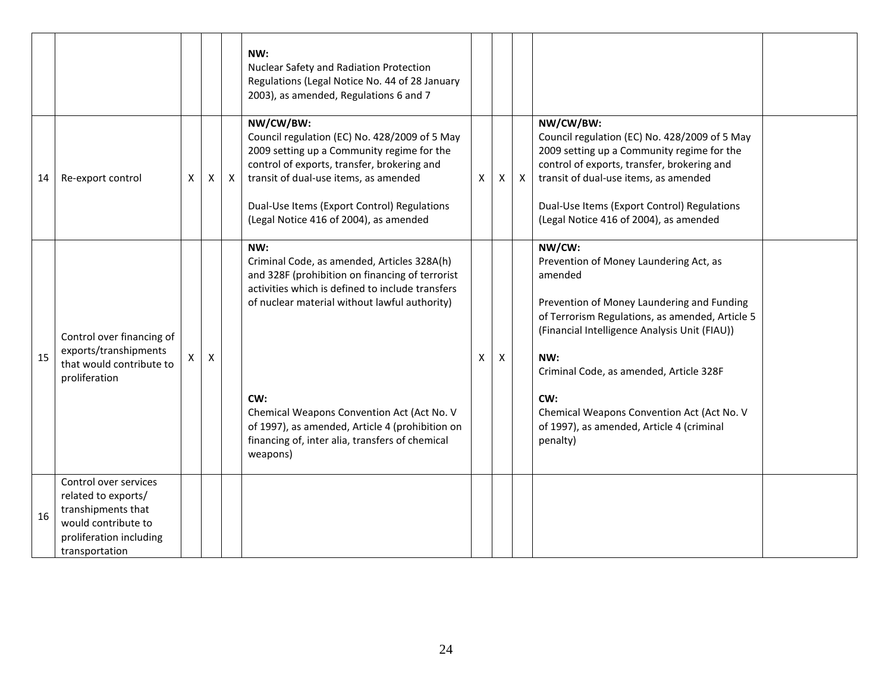| | | | | | | | | | | |
|---|---|---|---|---|---|---|---|---|---|---|
| | | | | **NW:**<br>Nuclear Safety and Radiation Protection Regulations (Legal Notice No. 44 of 28 January 2003), as amended, Regulations 6 and 7 | | | | | |
| 14 | Re-export control | X | X | X | **NW/CW/BW:**<br>Council regulation (EC) No. 428/2009 of 5 May 2009 setting up a Community regime for the control of exports, transfer, brokering and transit of dual-use items, as amended<br><br>Dual-Use Items (Export Control) Regulations (Legal Notice 416 of 2004), as amended | X | X | X | **NW/CW/BW:**<br>Council regulation (EC) No. 428/2009 of 5 May 2009 setting up a Community regime for the control of exports, transfer, brokering and transit of dual-use items, as amended<br><br>Dual-Use Items (Export Control) Regulations (Legal Notice 416 of 2004), as amended | |
| 15 | Control over financing of exports/transhipments that would contribute to proliferation | X | X | | **NW:**<br>Criminal Code, as amended, Articles 328A(h) and 328F (prohibition on financing of terrorist activities which is defined to include transfers of nuclear material without lawful authority)<br><br>**CW:**<br>Chemical Weapons Convention Act (Act No. V of 1997), as amended, Article 4 (prohibition on financing of, inter alia, transfers of chemical weapons) | X | X | | **NW/CW:**<br>Prevention of Money Laundering Act, as amended<br><br>Prevention of Money Laundering and Funding of Terrorism Regulations, as amended, Article 5 (Financial Intelligence Analysis Unit (FIAU))<br><br>**NW:**<br>Criminal Code, as amended, Article 328F<br><br>**CW:**<br>Chemical Weapons Convention Act (Act No. V of 1997), as amended, Article 4 (criminal penalty) | |
| 16 | Control over services related to exports/ transhipments that would contribute to proliferation including transportation | | | | | | | | | |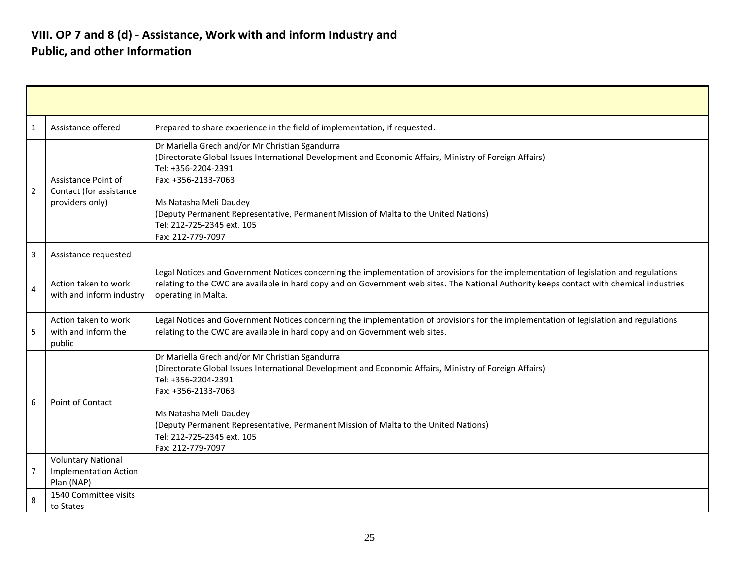## VIII. OP 7 and 8 (d) - Assistance, Work with and inform Industry and Public, and other Information

| | | |
|---|---|---|
| 1 | Assistance offered | Prepared to share experience in the field of implementation, if requested. |
| 2 | Assistance Point of Contact (for assistance providers only) | Dr Mariella Grech and/or Mr Christian Sgandurra<br>(Directorate Global Issues International Development and Economic Affairs, Ministry of Foreign Affairs)<br>Tel: +356-2204-2391<br>Fax: +356-2133-7063<br><br>Ms Natasha Meli Daudey<br>(Deputy Permanent Representative, Permanent Mission of Malta to the United Nations)<br>Tel: 212-725-2345 ext. 105<br>Fax: 212-779-7097 |
| 3 | Assistance requested | |
| 4 | Action taken to work with and inform industry | Legal Notices and Government Notices concerning the implementation of provisions for the implementation of legislation and regulations relating to the CWC are available in hard copy and on Government web sites. The National Authority keeps contact with chemical industries operating in Malta. |
| 5 | Action taken to work with and inform the public | Legal Notices and Government Notices concerning the implementation of provisions for the implementation of legislation and regulations relating to the CWC are available in hard copy and on Government web sites. |
| 6 | Point of Contact | Dr Mariella Grech and/or Mr Christian Sgandurra<br>(Directorate Global Issues International Development and Economic Affairs, Ministry of Foreign Affairs)<br>Tel: +356-2204-2391<br>Fax: +356-2133-7063<br><br>Ms Natasha Meli Daudey<br>(Deputy Permanent Representative, Permanent Mission of Malta to the United Nations)<br>Tel: 212-725-2345 ext. 105<br>Fax: 212-779-7097 |
| 7 | Voluntary National Implementation Action Plan (NAP) | |
| 8 | 1540 Committee visits to States | |